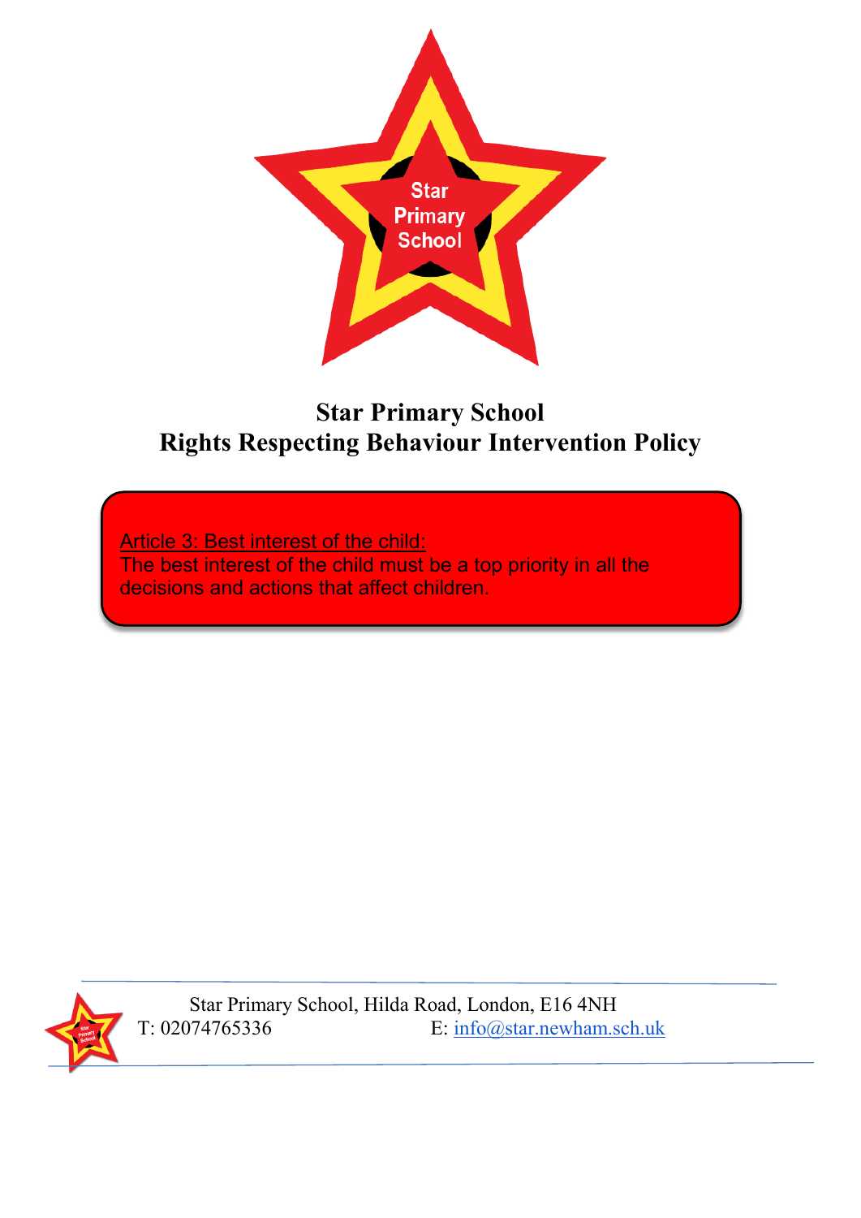# Star Primary School
# Rights Respecting Behaviour Intervention Policy

<u>Article 3: Best interest of the child:</u>
The best interest of the child must be a top priority in all the decisions and actions that affect children.

Star Primary School, Hilda Road, London, E16 4NH
T: 02074765336 E: info@star.newham.sch.uk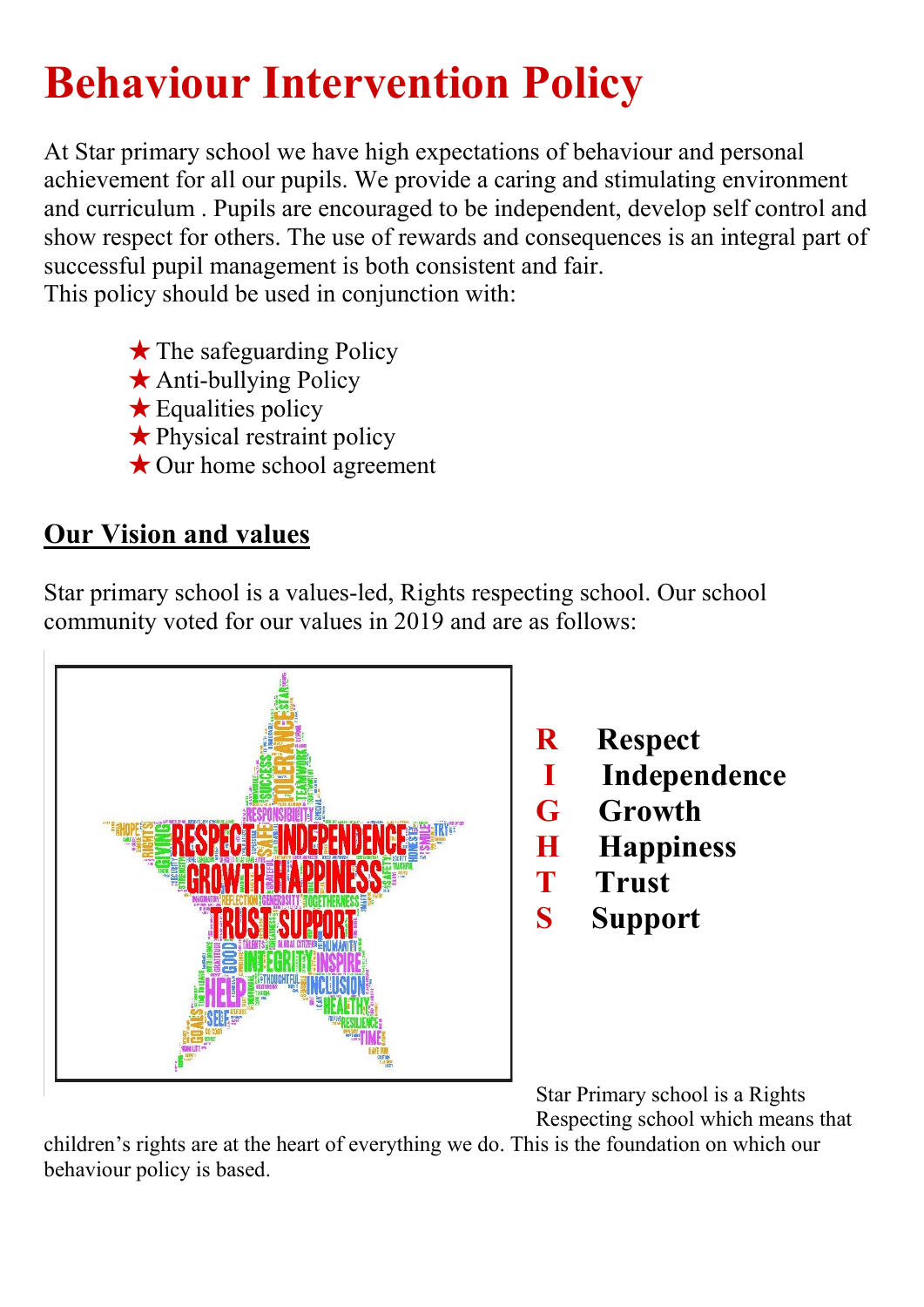# Behaviour Intervention Policy

At Star primary school we have high expectations of behaviour and personal achievement for all our pupils. We provide a caring and stimulating environment and curriculum . Pupils are encouraged to be independent, develop self control and show respect for others. The use of rewards and consequences is an integral part of successful pupil management is both consistent and fair.
This policy should be used in conjunction with:

- ★ The safeguarding Policy
- ★ Anti-bullying Policy
- ★ Equalities policy
- ★ Physical restraint policy
- ★ Our home school agreement

## Our Vision and values

Star primary school is a values-led, Rights respecting school. Our school community voted for our values in 2019 and are as follows:

**R** Respect
**I** Independence
**G** Growth
**H** Happiness
**T** Trust
**S** Support

Star Primary school is a Rights Respecting school which means that children's rights are at the heart of everything we do. This is the foundation on which our behaviour policy is based.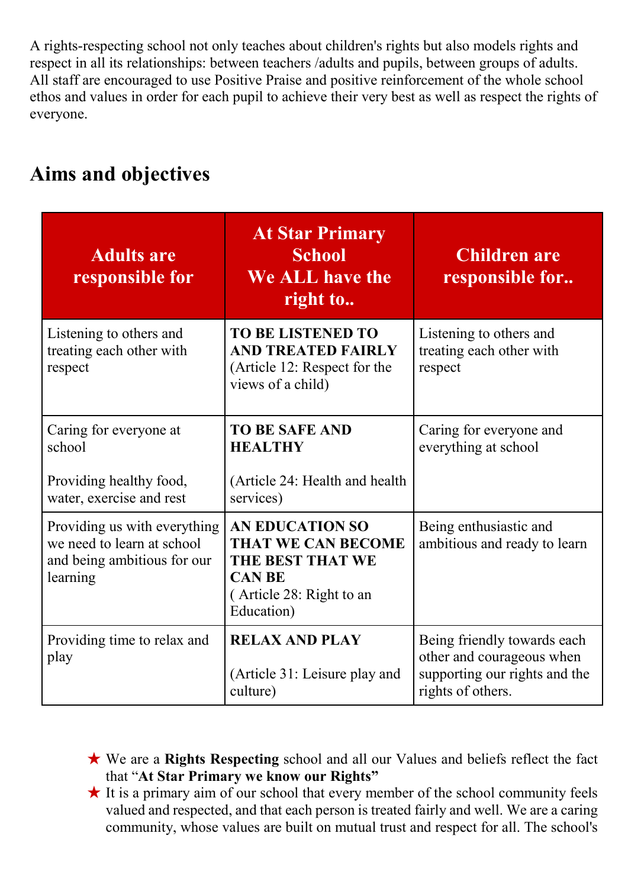A rights-respecting school not only teaches about children's rights but also models rights and respect in all its relationships: between teachers /adults and pupils, between groups of adults. All staff are encouraged to use Positive Praise and positive reinforcement of the whole school ethos and values in order for each pupil to achieve their very best as well as respect the rights of everyone.

## Aims and objectives

| Adults are responsible for | At Star Primary School We ALL have the right to.. | Children are responsible for.. |
|---|---|---|
| Listening to others and treating each other with respect | **TO BE LISTENED TO AND TREATED FAIRLY** (Article 12: Respect for the views of a child) | Listening to others and treating each other with respect |
| Caring for everyone at school<br><br>Providing healthy food, water, exercise and rest | **TO BE SAFE AND HEALTHY**<br><br>(Article 24: Health and health services) | Caring for everyone and everything at school |
| Providing us with everything we need to learn at school and being ambitious for our learning | **AN EDUCATION SO THAT WE CAN BECOME THE BEST THAT WE CAN BE** ( Article 28: Right to an Education) | Being enthusiastic and ambitious and ready to learn |
| Providing time to relax and play | **RELAX AND PLAY**<br><br>(Article 31: Leisure play and culture) | Being friendly towards each other and courageous when supporting our rights and the rights of others. |

- We are a **Rights Respecting** school and all our Values and beliefs reflect the fact that "**At Star Primary we know our Rights"**
- It is a primary aim of our school that every member of the school community feels valued and respected, and that each person is treated fairly and well. We are a caring community, whose values are built on mutual trust and respect for all. The school's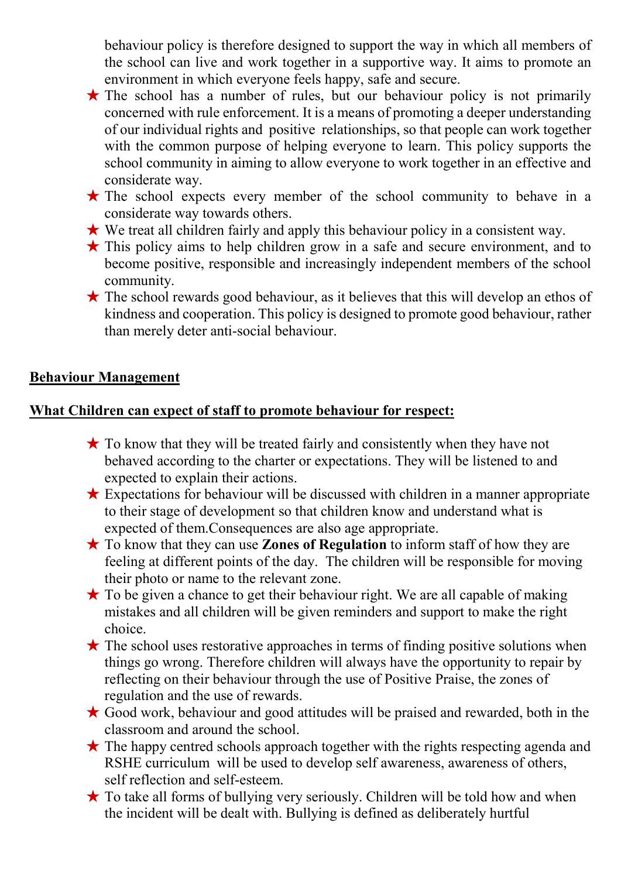behaviour policy is therefore designed to support the way in which all members of the school can live and work together in a supportive way. It aims to promote an environment in which everyone feels happy, safe and secure.

- ★ The school has a number of rules, but our behaviour policy is not primarily concerned with rule enforcement. It is a means of promoting a deeper understanding of our individual rights and positive relationships, so that people can work together with the common purpose of helping everyone to learn. This policy supports the school community in aiming to allow everyone to work together in an effective and considerate way.
- ★ The school expects every member of the school community to behave in a considerate way towards others.
- ★ We treat all children fairly and apply this behaviour policy in a consistent way.
- ★ This policy aims to help children grow in a safe and secure environment, and to become positive, responsible and increasingly independent members of the school community.
- ★ The school rewards good behaviour, as it believes that this will develop an ethos of kindness and cooperation. This policy is designed to promote good behaviour, rather than merely deter anti-social behaviour.

## Behaviour Management

### What Children can expect of staff to promote behaviour for respect:

- ★ To know that they will be treated fairly and consistently when they have not behaved according to the charter or expectations. They will be listened to and expected to explain their actions.
- ★ Expectations for behaviour will be discussed with children in a manner appropriate to their stage of development so that children know and understand what is expected of them.Consequences are also age appropriate.
- ★ To know that they can use **Zones of Regulation** to inform staff of how they are feeling at different points of the day. The children will be responsible for moving their photo or name to the relevant zone.
- ★ To be given a chance to get their behaviour right. We are all capable of making mistakes and all children will be given reminders and support to make the right choice.
- ★ The school uses restorative approaches in terms of finding positive solutions when things go wrong. Therefore children will always have the opportunity to repair by reflecting on their behaviour through the use of Positive Praise, the zones of regulation and the use of rewards.
- ★ Good work, behaviour and good attitudes will be praised and rewarded, both in the classroom and around the school.
- ★ The happy centred schools approach together with the rights respecting agenda and RSHE curriculum will be used to develop self awareness, awareness of others, self reflection and self-esteem.
- ★ To take all forms of bullying very seriously. Children will be told how and when the incident will be dealt with. Bullying is defined as deliberately hurtful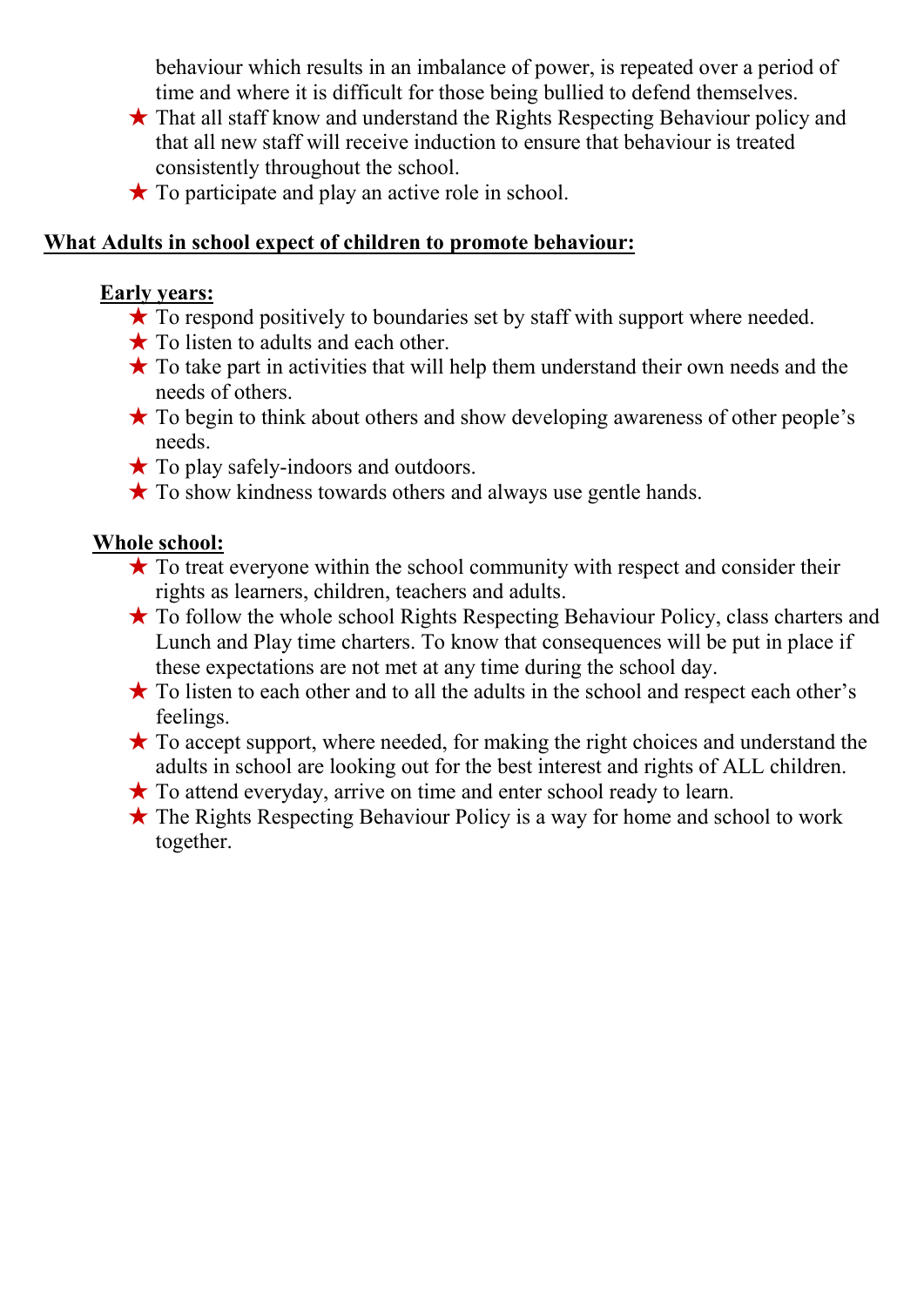behaviour which results in an imbalance of power, is repeated over a period of time and where it is difficult for those being bullied to defend themselves.

- ★ That all staff know and understand the Rights Respecting Behaviour policy and that all new staff will receive induction to ensure that behaviour is treated consistently throughout the school.
- ★ To participate and play an active role in school.

**What Adults in school expect of children to promote behaviour:**

**Early years:**

- ★ To respond positively to boundaries set by staff with support where needed.
- ★ To listen to adults and each other.
- ★ To take part in activities that will help them understand their own needs and the needs of others.
- ★ To begin to think about others and show developing awareness of other people's needs.
- ★ To play safely-indoors and outdoors.
- ★ To show kindness towards others and always use gentle hands.

**Whole school:**

- ★ To treat everyone within the school community with respect and consider their rights as learners, children, teachers and adults.
- ★ To follow the whole school Rights Respecting Behaviour Policy, class charters and Lunch and Play time charters. To know that consequences will be put in place if these expectations are not met at any time during the school day.
- ★ To listen to each other and to all the adults in the school and respect each other's feelings.
- ★ To accept support, where needed, for making the right choices and understand the adults in school are looking out for the best interest and rights of ALL children.
- ★ To attend everyday, arrive on time and enter school ready to learn.
- ★ The Rights Respecting Behaviour Policy is a way for home and school to work together.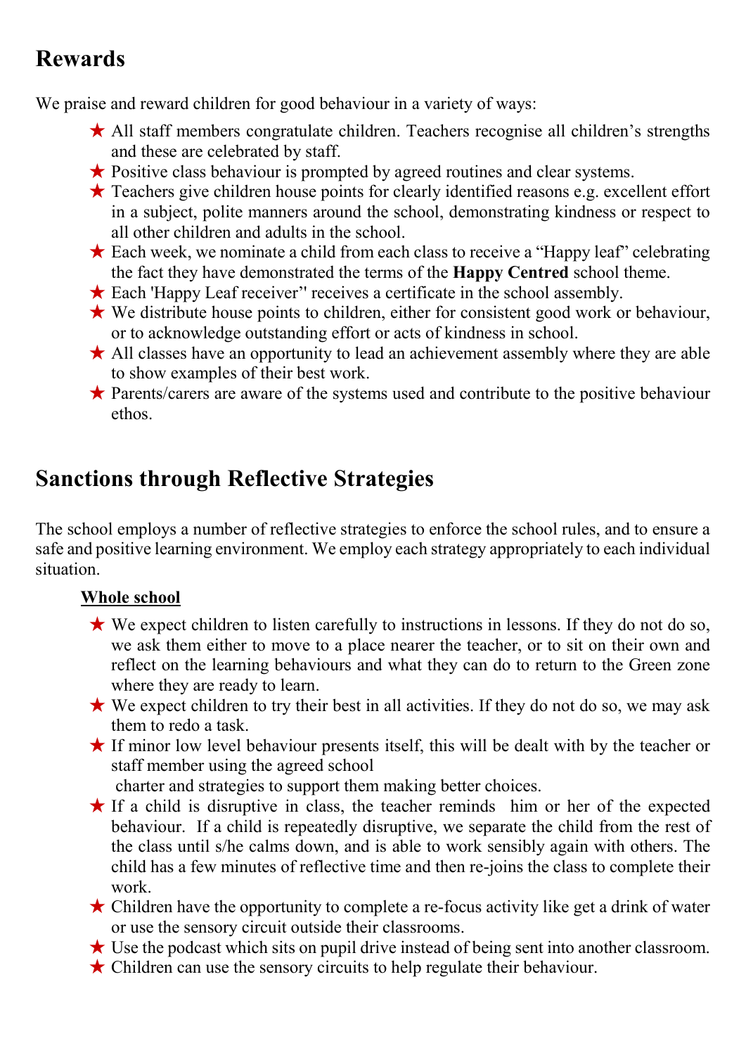## Rewards

We praise and reward children for good behaviour in a variety of ways:

- All staff members congratulate children. Teachers recognise all children's strengths and these are celebrated by staff.
- Positive class behaviour is prompted by agreed routines and clear systems.
- Teachers give children house points for clearly identified reasons e.g. excellent effort in a subject, polite manners around the school, demonstrating kindness or respect to all other children and adults in the school.
- Each week, we nominate a child from each class to receive a "Happy leaf" celebrating the fact they have demonstrated the terms of the **Happy Centred** school theme.
- Each 'Happy Leaf receiver'' receives a certificate in the school assembly.
- We distribute house points to children, either for consistent good work or behaviour, or to acknowledge outstanding effort or acts of kindness in school.
- All classes have an opportunity to lead an achievement assembly where they are able to show examples of their best work.
- Parents/carers are aware of the systems used and contribute to the positive behaviour ethos.

## Sanctions through Reflective Strategies

The school employs a number of reflective strategies to enforce the school rules, and to ensure a safe and positive learning environment. We employ each strategy appropriately to each individual situation.

**Whole school**

- We expect children to listen carefully to instructions in lessons. If they do not do so, we ask them either to move to a place nearer the teacher, or to sit on their own and reflect on the learning behaviours and what they can do to return to the Green zone where they are ready to learn.
- We expect children to try their best in all activities. If they do not do so, we may ask them to redo a task.
- If minor low level behaviour presents itself, this will be dealt with by the teacher or staff member using the agreed school charter and strategies to support them making better choices.
- If a child is disruptive in class, the teacher reminds him or her of the expected behaviour. If a child is repeatedly disruptive, we separate the child from the rest of the class until s/he calms down, and is able to work sensibly again with others. The child has a few minutes of reflective time and then re-joins the class to complete their work.
- Children have the opportunity to complete a re-focus activity like get a drink of water or use the sensory circuit outside their classrooms.
- Use the podcast which sits on pupil drive instead of being sent into another classroom.
- Children can use the sensory circuits to help regulate their behaviour.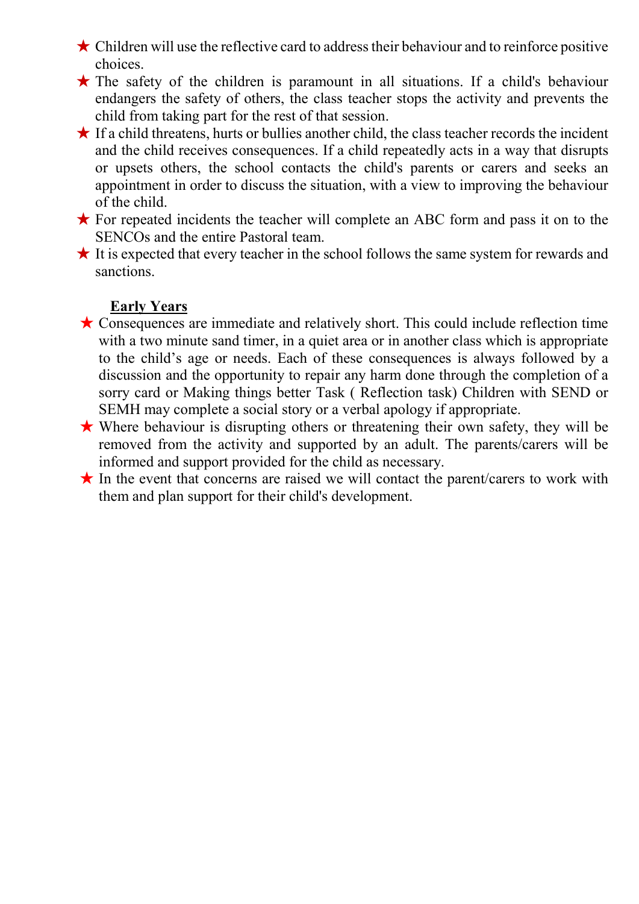- ★ Children will use the reflective card to address their behaviour and to reinforce positive choices.
- ★ The safety of the children is paramount in all situations. If a child's behaviour endangers the safety of others, the class teacher stops the activity and prevents the child from taking part for the rest of that session.
- ★ If a child threatens, hurts or bullies another child, the class teacher records the incident and the child receives consequences. If a child repeatedly acts in a way that disrupts or upsets others, the school contacts the child's parents or carers and seeks an appointment in order to discuss the situation, with a view to improving the behaviour of the child.
- ★ For repeated incidents the teacher will complete an ABC form and pass it on to the SENCOs and the entire Pastoral team.
- ★ It is expected that every teacher in the school follows the same system for rewards and sanctions.

**Early Years**

- ★ Consequences are immediate and relatively short. This could include reflection time with a two minute sand timer, in a quiet area or in another class which is appropriate to the child's age or needs. Each of these consequences is always followed by a discussion and the opportunity to repair any harm done through the completion of a sorry card or Making things better Task ( Reflection task) Children with SEND or SEMH may complete a social story or a verbal apology if appropriate.
- ★ Where behaviour is disrupting others or threatening their own safety, they will be removed from the activity and supported by an adult. The parents/carers will be informed and support provided for the child as necessary.
- ★ In the event that concerns are raised we will contact the parent/carers to work with them and plan support for their child's development.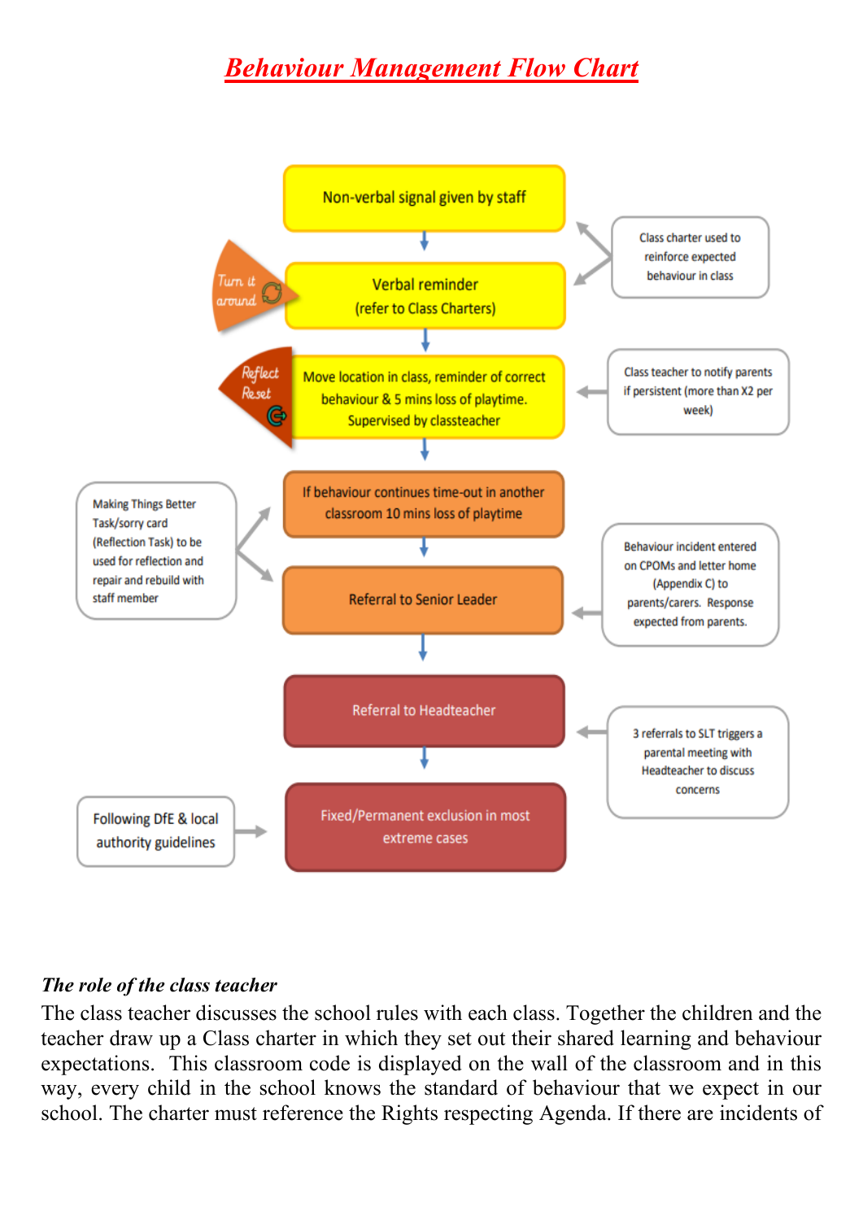# Behaviour Management Flow Chart

- Non-verbal signal given by staff
- Verbal reminder (refer to Class Charters)
  - *Turn it around*
  - Class charter used to reinforce expected behaviour in class
- Move location in class, reminder of correct behaviour & 5 mins loss of playtime. Supervised by classteacher
  - *Reflect Reset*
  - Class teacher to notify parents if persistent (more than X2 per week)
- If behaviour continues time-out in another classroom 10 mins loss of playtime
- Referral to Senior Leader
  - Making Things Better Task/sorry card (Reflection Task) to be used for reflection and repair and rebuild with staff member
  - Behaviour incident entered on CPOMs and letter home (Appendix C) to parents/carers. Response expected from parents.
- Referral to Headteacher
  - 3 referrals to SLT triggers a parental meeting with Headteacher to discuss concerns
- Fixed/Permanent exclusion in most extreme cases
  - Following DfE & local authority guidelines

***The role of the class teacher***

The class teacher discusses the school rules with each class. Together the children and the teacher draw up a Class charter in which they set out their shared learning and behaviour expectations. This classroom code is displayed on the wall of the classroom and in this way, every child in the school knows the standard of behaviour that we expect in our school. The charter must reference the Rights respecting Agenda. If there are incidents of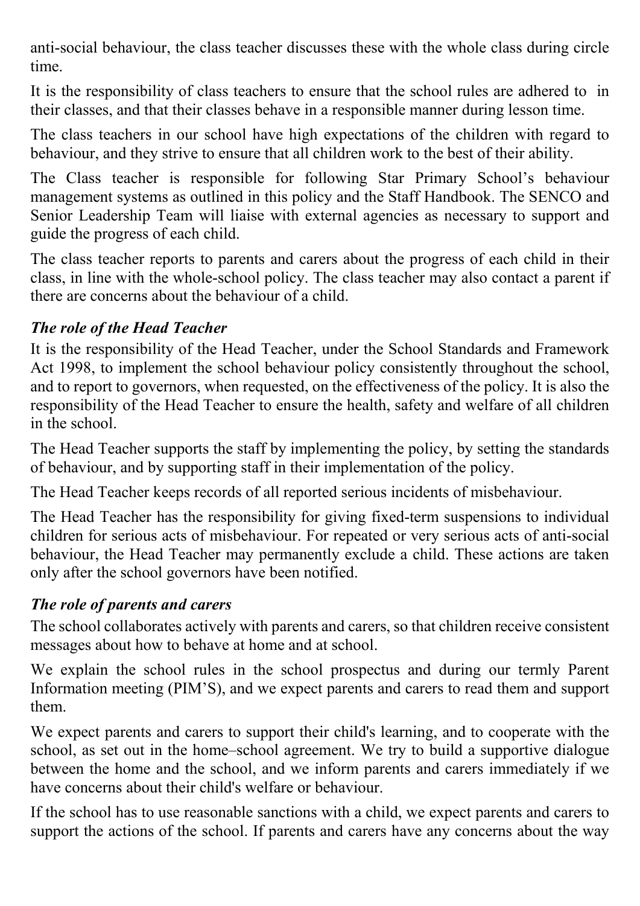anti-social behaviour, the class teacher discusses these with the whole class during circle time.

It is the responsibility of class teachers to ensure that the school rules are adhered to in their classes, and that their classes behave in a responsible manner during lesson time.

The class teachers in our school have high expectations of the children with regard to behaviour, and they strive to ensure that all children work to the best of their ability.

The Class teacher is responsible for following Star Primary School's behaviour management systems as outlined in this policy and the Staff Handbook. The SENCO and Senior Leadership Team will liaise with external agencies as necessary to support and guide the progress of each child.

The class teacher reports to parents and carers about the progress of each child in their class, in line with the whole-school policy. The class teacher may also contact a parent if there are concerns about the behaviour of a child.

### *The role of the Head Teacher*

It is the responsibility of the Head Teacher, under the School Standards and Framework Act 1998, to implement the school behaviour policy consistently throughout the school, and to report to governors, when requested, on the effectiveness of the policy. It is also the responsibility of the Head Teacher to ensure the health, safety and welfare of all children in the school.

The Head Teacher supports the staff by implementing the policy, by setting the standards of behaviour, and by supporting staff in their implementation of the policy.

The Head Teacher keeps records of all reported serious incidents of misbehaviour.

The Head Teacher has the responsibility for giving fixed-term suspensions to individual children for serious acts of misbehaviour. For repeated or very serious acts of anti-social behaviour, the Head Teacher may permanently exclude a child. These actions are taken only after the school governors have been notified.

### *The role of parents and carers*

The school collaborates actively with parents and carers, so that children receive consistent messages about how to behave at home and at school.

We explain the school rules in the school prospectus and during our termly Parent Information meeting (PIM'S), and we expect parents and carers to read them and support them.

We expect parents and carers to support their child's learning, and to cooperate with the school, as set out in the home–school agreement. We try to build a supportive dialogue between the home and the school, and we inform parents and carers immediately if we have concerns about their child's welfare or behaviour.

If the school has to use reasonable sanctions with a child, we expect parents and carers to support the actions of the school. If parents and carers have any concerns about the way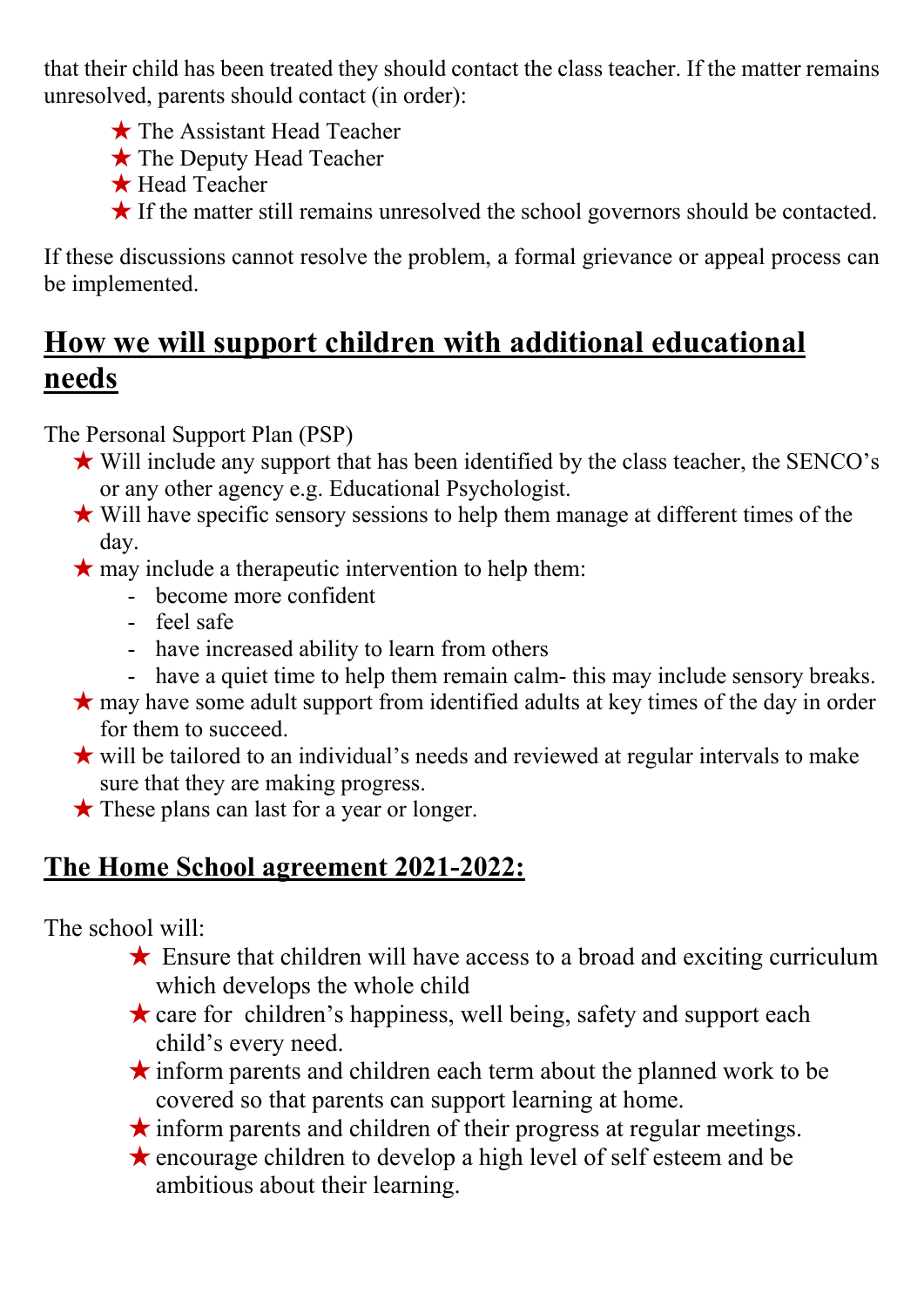that their child has been treated they should contact the class teacher. If the matter remains unresolved, parents should contact (in order):

- ★ The Assistant Head Teacher
- ★ The Deputy Head Teacher
- ★ Head Teacher
- ★ If the matter still remains unresolved the school governors should be contacted.

If these discussions cannot resolve the problem, a formal grievance or appeal process can be implemented.

## How we will support children with additional educational needs

The Personal Support Plan (PSP)

- ★ Will include any support that has been identified by the class teacher, the SENCO's or any other agency e.g. Educational Psychologist.
- ★ Will have specific sensory sessions to help them manage at different times of the day.
- ★ may include a therapeutic intervention to help them:
  - become more confident
  - feel safe
  - have increased ability to learn from others
  - have a quiet time to help them remain calm- this may include sensory breaks.
- ★ may have some adult support from identified adults at key times of the day in order for them to succeed.
- ★ will be tailored to an individual's needs and reviewed at regular intervals to make sure that they are making progress.
- ★ These plans can last for a year or longer.

## The Home School agreement 2021-2022:

The school will:

- ★ Ensure that children will have access to a broad and exciting curriculum which develops the whole child
- ★ care for children's happiness, well being, safety and support each child's every need.
- ★ inform parents and children each term about the planned work to be covered so that parents can support learning at home.
- ★ inform parents and children of their progress at regular meetings.
- ★ encourage children to develop a high level of self esteem and be ambitious about their learning.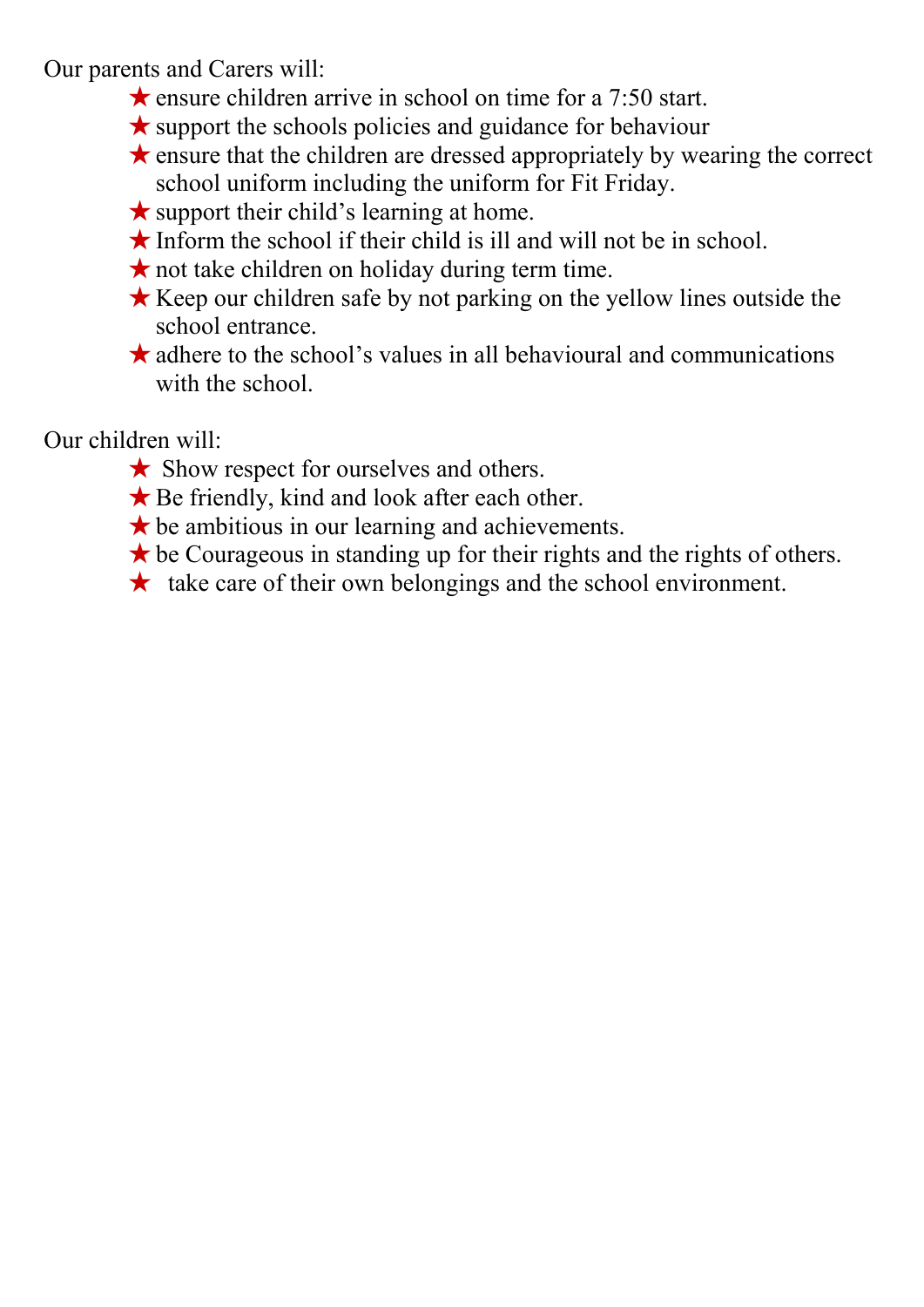Our parents and Carers will:

- ★ ensure children arrive in school on time for a 7:50 start.
- ★ support the schools policies and guidance for behaviour
- ★ ensure that the children are dressed appropriately by wearing the correct school uniform including the uniform for Fit Friday.
- ★ support their child's learning at home.
- ★ Inform the school if their child is ill and will not be in school.
- ★ not take children on holiday during term time.
- ★ Keep our children safe by not parking on the yellow lines outside the school entrance.
- ★ adhere to the school's values in all behavioural and communications with the school.

Our children will:

- ★ Show respect for ourselves and others.
- ★ Be friendly, kind and look after each other.
- ★ be ambitious in our learning and achievements.
- ★ be Courageous in standing up for their rights and the rights of others.
- ★ take care of their own belongings and the school environment.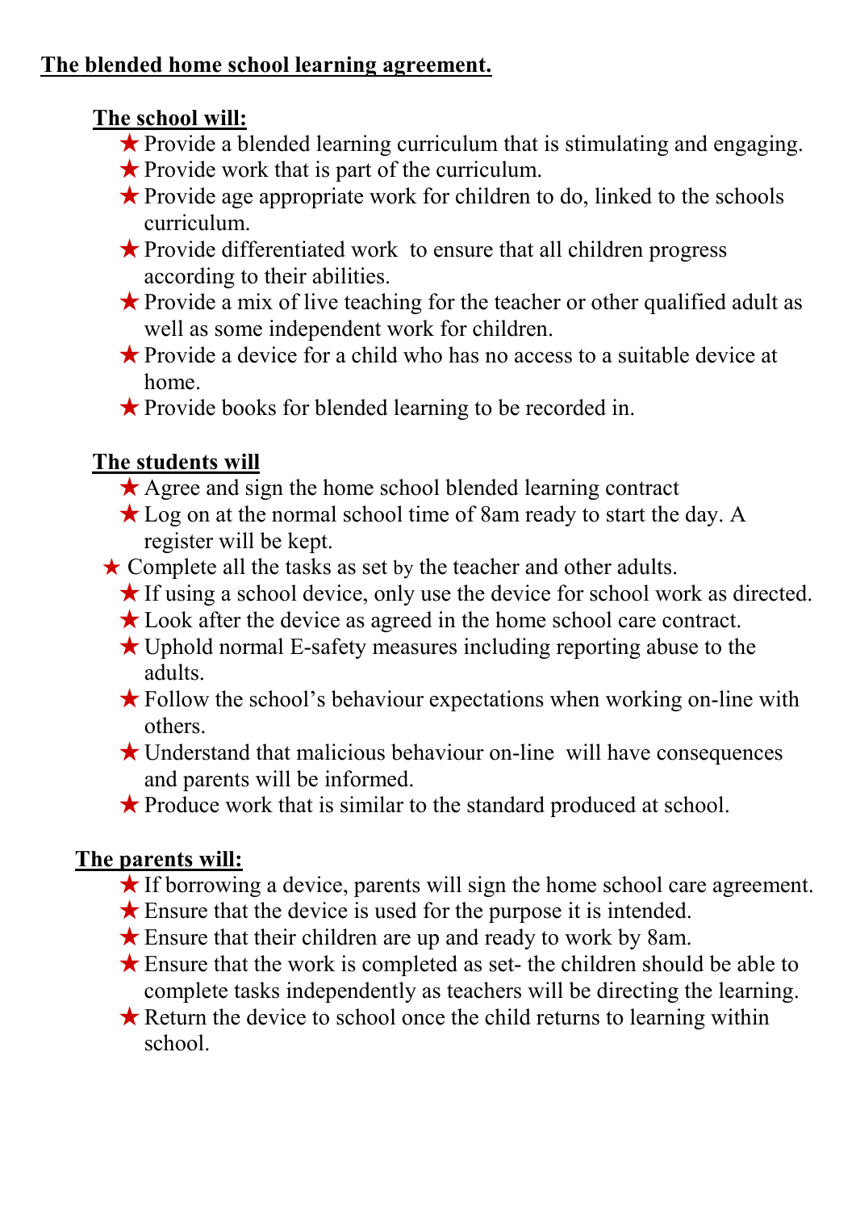## The blended home school learning agreement.

### The school will:

- Provide a blended learning curriculum that is stimulating and engaging.
- Provide work that is part of the curriculum.
- Provide age appropriate work for children to do, linked to the schools curriculum.
- Provide differentiated work to ensure that all children progress according to their abilities.
- Provide a mix of live teaching for the teacher or other qualified adult as well as some independent work for children.
- Provide a device for a child who has no access to a suitable device at home.
- Provide books for blended learning to be recorded in.

### The students will

- Agree and sign the home school blended learning contract
- Log on at the normal school time of 8am ready to start the day. A register will be kept.
- Complete all the tasks as set by the teacher and other adults.
- If using a school device, only use the device for school work as directed.
- Look after the device as agreed in the home school care contract.
- Uphold normal E-safety measures including reporting abuse to the adults.
- Follow the school's behaviour expectations when working on-line with others.
- Understand that malicious behaviour on-line will have consequences and parents will be informed.
- Produce work that is similar to the standard produced at school.

### The parents will:

- If borrowing a device, parents will sign the home school care agreement.
- Ensure that the device is used for the purpose it is intended.
- Ensure that their children are up and ready to work by 8am.
- Ensure that the work is completed as set- the children should be able to complete tasks independently as teachers will be directing the learning.
- Return the device to school once the child returns to learning within school.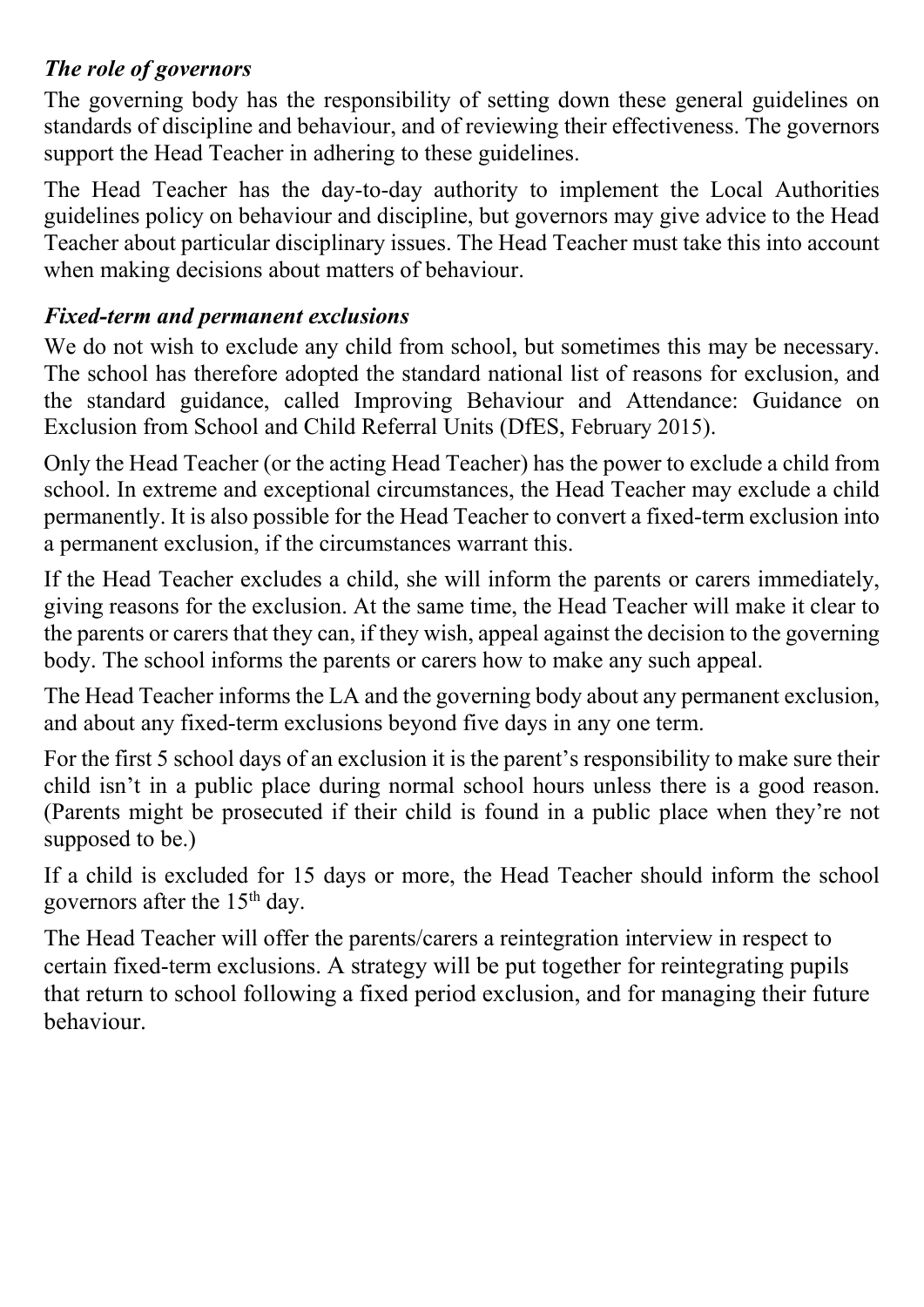### *The role of governors*

The governing body has the responsibility of setting down these general guidelines on standards of discipline and behaviour, and of reviewing their effectiveness. The governors support the Head Teacher in adhering to these guidelines.

The Head Teacher has the day-to-day authority to implement the Local Authorities guidelines policy on behaviour and discipline, but governors may give advice to the Head Teacher about particular disciplinary issues. The Head Teacher must take this into account when making decisions about matters of behaviour.

### *Fixed-term and permanent exclusions*

We do not wish to exclude any child from school, but sometimes this may be necessary. The school has therefore adopted the standard national list of reasons for exclusion, and the standard guidance, called Improving Behaviour and Attendance: Guidance on Exclusion from School and Child Referral Units (DfES, February 2015).

Only the Head Teacher (or the acting Head Teacher) has the power to exclude a child from school. In extreme and exceptional circumstances, the Head Teacher may exclude a child permanently. It is also possible for the Head Teacher to convert a fixed-term exclusion into a permanent exclusion, if the circumstances warrant this.

If the Head Teacher excludes a child, she will inform the parents or carers immediately, giving reasons for the exclusion. At the same time, the Head Teacher will make it clear to the parents or carers that they can, if they wish, appeal against the decision to the governing body. The school informs the parents or carers how to make any such appeal.

The Head Teacher informs the LA and the governing body about any permanent exclusion, and about any fixed-term exclusions beyond five days in any one term.

For the first 5 school days of an exclusion it is the parent's responsibility to make sure their child isn't in a public place during normal school hours unless there is a good reason. (Parents might be prosecuted if their child is found in a public place when they're not supposed to be.)

If a child is excluded for 15 days or more, the Head Teacher should inform the school governors after the 15th day.

The Head Teacher will offer the parents/carers a reintegration interview in respect to certain fixed-term exclusions. A strategy will be put together for reintegrating pupils that return to school following a fixed period exclusion, and for managing their future behaviour.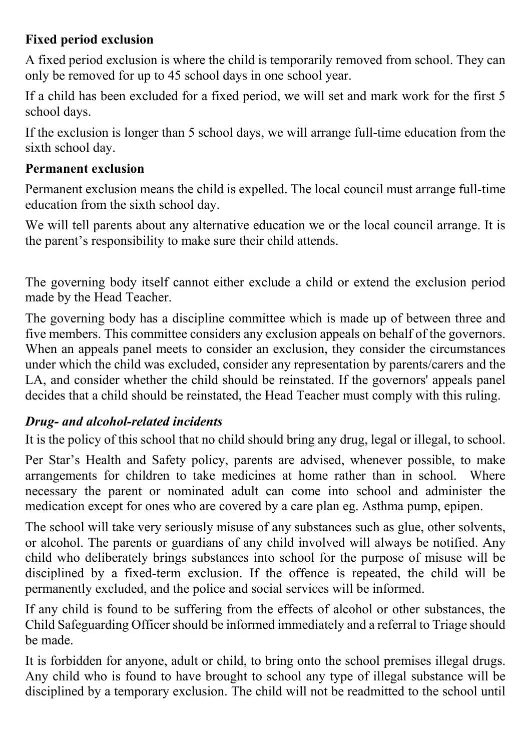**Fixed period exclusion**

A fixed period exclusion is where the child is temporarily removed from school. They can only be removed for up to 45 school days in one school year.

If a child has been excluded for a fixed period, we will set and mark work for the first 5 school days.

If the exclusion is longer than 5 school days, we will arrange full-time education from the sixth school day.

**Permanent exclusion**

Permanent exclusion means the child is expelled. The local council must arrange full-time education from the sixth school day.

We will tell parents about any alternative education we or the local council arrange. It is the parent's responsibility to make sure their child attends.

The governing body itself cannot either exclude a child or extend the exclusion period made by the Head Teacher.

The governing body has a discipline committee which is made up of between three and five members. This committee considers any exclusion appeals on behalf of the governors. When an appeals panel meets to consider an exclusion, they consider the circumstances under which the child was excluded, consider any representation by parents/carers and the LA, and consider whether the child should be reinstated. If the governors' appeals panel decides that a child should be reinstated, the Head Teacher must comply with this ruling.

***Drug- and alcohol-related incidents***

It is the policy of this school that no child should bring any drug, legal or illegal, to school.

Per Star's Health and Safety policy, parents are advised, whenever possible, to make arrangements for children to take medicines at home rather than in school. Where necessary the parent or nominated adult can come into school and administer the medication except for ones who are covered by a care plan eg. Asthma pump, epipen.

The school will take very seriously misuse of any substances such as glue, other solvents, or alcohol. The parents or guardians of any child involved will always be notified. Any child who deliberately brings substances into school for the purpose of misuse will be disciplined by a fixed-term exclusion. If the offence is repeated, the child will be permanently excluded, and the police and social services will be informed.

If any child is found to be suffering from the effects of alcohol or other substances, the Child Safeguarding Officer should be informed immediately and a referral to Triage should be made.

It is forbidden for anyone, adult or child, to bring onto the school premises illegal drugs. Any child who is found to have brought to school any type of illegal substance will be disciplined by a temporary exclusion. The child will not be readmitted to the school until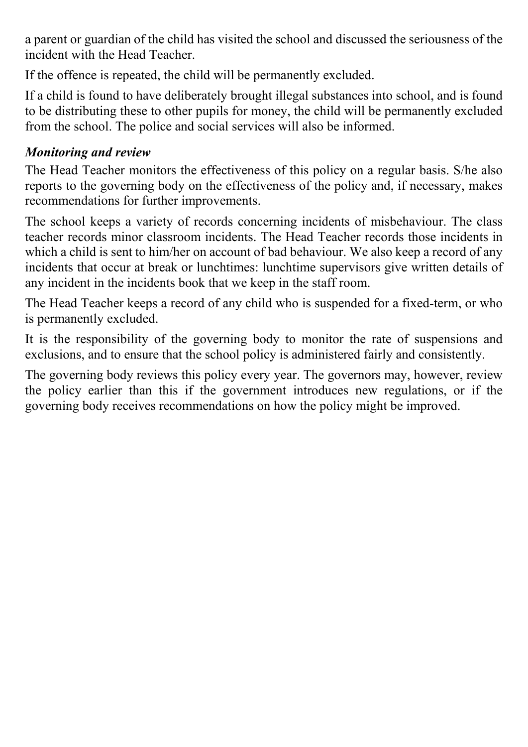a parent or guardian of the child has visited the school and discussed the seriousness of the incident with the Head Teacher.

If the offence is repeated, the child will be permanently excluded.

If a child is found to have deliberately brought illegal substances into school, and is found to be distributing these to other pupils for money, the child will be permanently excluded from the school. The police and social services will also be informed.

### *Monitoring and review*

The Head Teacher monitors the effectiveness of this policy on a regular basis. S/he also reports to the governing body on the effectiveness of the policy and, if necessary, makes recommendations for further improvements.

The school keeps a variety of records concerning incidents of misbehaviour. The class teacher records minor classroom incidents. The Head Teacher records those incidents in which a child is sent to him/her on account of bad behaviour. We also keep a record of any incidents that occur at break or lunchtimes: lunchtime supervisors give written details of any incident in the incidents book that we keep in the staff room.

The Head Teacher keeps a record of any child who is suspended for a fixed-term, or who is permanently excluded.

It is the responsibility of the governing body to monitor the rate of suspensions and exclusions, and to ensure that the school policy is administered fairly and consistently.

The governing body reviews this policy every year. The governors may, however, review the policy earlier than this if the government introduces new regulations, or if the governing body receives recommendations on how the policy might be improved.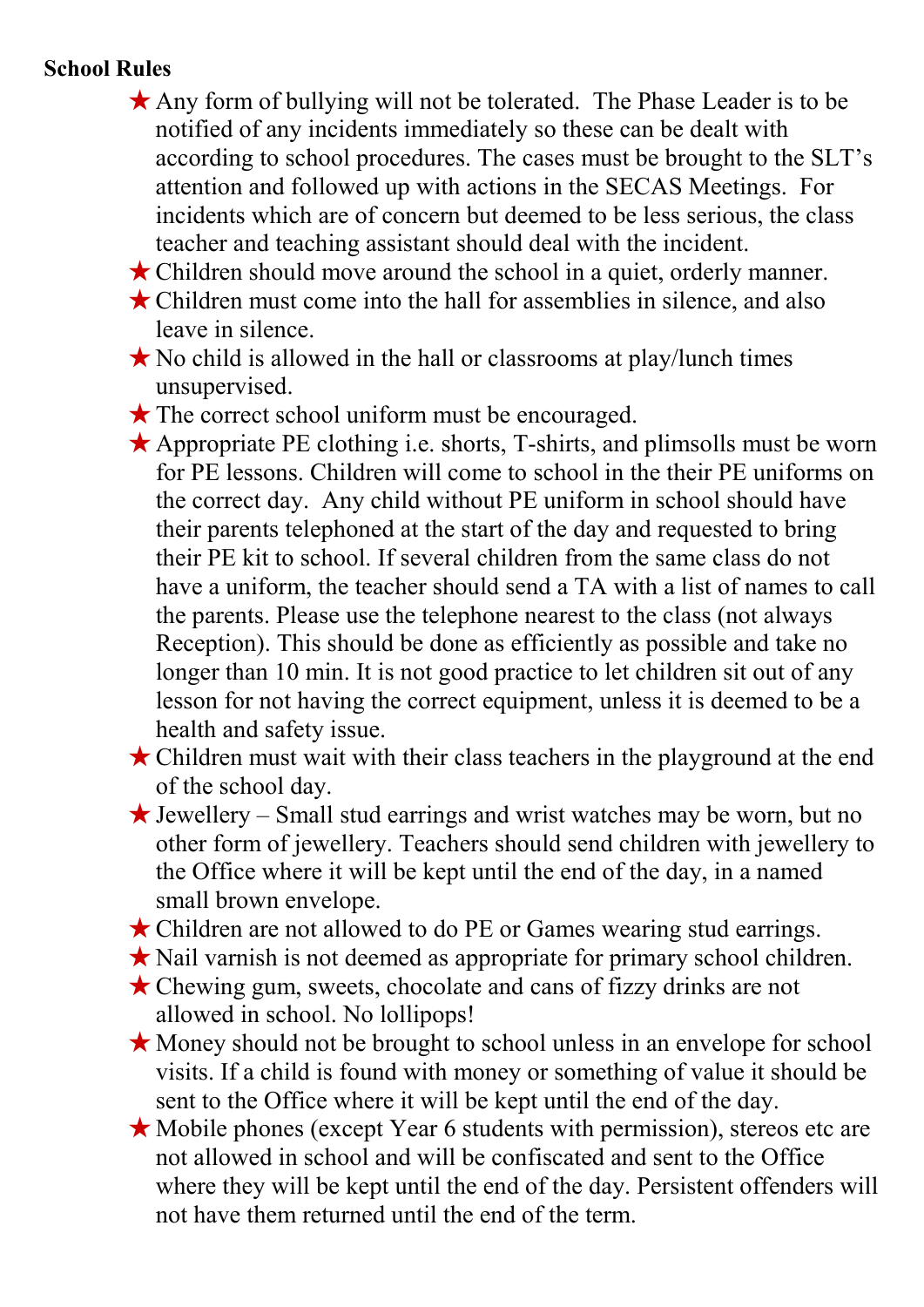**School Rules**

- Any form of bullying will not be tolerated. The Phase Leader is to be notified of any incidents immediately so these can be dealt with according to school procedures. The cases must be brought to the SLT's attention and followed up with actions in the SECAS Meetings. For incidents which are of concern but deemed to be less serious, the class teacher and teaching assistant should deal with the incident.
- Children should move around the school in a quiet, orderly manner.
- Children must come into the hall for assemblies in silence, and also leave in silence.
- No child is allowed in the hall or classrooms at play/lunch times unsupervised.
- The correct school uniform must be encouraged.
- Appropriate PE clothing i.e. shorts, T-shirts, and plimsolls must be worn for PE lessons. Children will come to school in the their PE uniforms on the correct day. Any child without PE uniform in school should have their parents telephoned at the start of the day and requested to bring their PE kit to school. If several children from the same class do not have a uniform, the teacher should send a TA with a list of names to call the parents. Please use the telephone nearest to the class (not always Reception). This should be done as efficiently as possible and take no longer than 10 min. It is not good practice to let children sit out of any lesson for not having the correct equipment, unless it is deemed to be a health and safety issue.
- Children must wait with their class teachers in the playground at the end of the school day.
- Jewellery – Small stud earrings and wrist watches may be worn, but no other form of jewellery. Teachers should send children with jewellery to the Office where it will be kept until the end of the day, in a named small brown envelope.
- Children are not allowed to do PE or Games wearing stud earrings.
- Nail varnish is not deemed as appropriate for primary school children.
- Chewing gum, sweets, chocolate and cans of fizzy drinks are not allowed in school. No lollipops!
- Money should not be brought to school unless in an envelope for school visits. If a child is found with money or something of value it should be sent to the Office where it will be kept until the end of the day.
- Mobile phones (except Year 6 students with permission), stereos etc are not allowed in school and will be confiscated and sent to the Office where they will be kept until the end of the day. Persistent offenders will not have them returned until the end of the term.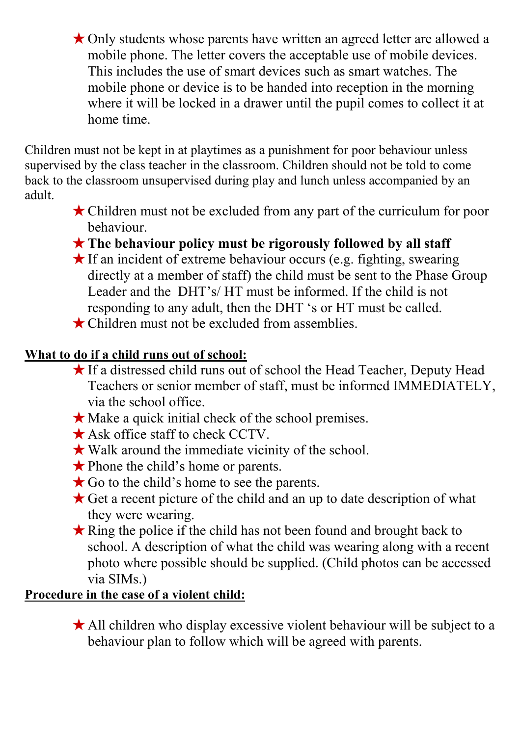- Only students whose parents have written an agreed letter are allowed a mobile phone. The letter covers the acceptable use of mobile devices. This includes the use of smart devices such as smart watches. The mobile phone or device is to be handed into reception in the morning where it will be locked in a drawer until the pupil comes to collect it at home time.

Children must not be kept in at playtimes as a punishment for poor behaviour unless supervised by the class teacher in the classroom. Children should not be told to come back to the classroom unsupervised during play and lunch unless accompanied by an adult.

- Children must not be excluded from any part of the curriculum for poor behaviour.
- **The behaviour policy must be rigorously followed by all staff**
- If an incident of extreme behaviour occurs (e.g. fighting, swearing directly at a member of staff) the child must be sent to the Phase Group Leader and the DHT's/ HT must be informed. If the child is not responding to any adult, then the DHT 's or HT must be called.
- Children must not be excluded from assemblies.

**<u>What to do if a child runs out of school:</u>**

- If a distressed child runs out of school the Head Teacher, Deputy Head Teachers or senior member of staff, must be informed IMMEDIATELY, via the school office.
- Make a quick initial check of the school premises.
- Ask office staff to check CCTV.
- Walk around the immediate vicinity of the school.
- Phone the child's home or parents.
- Go to the child's home to see the parents.
- Get a recent picture of the child and an up to date description of what they were wearing.
- Ring the police if the child has not been found and brought back to school. A description of what the child was wearing along with a recent photo where possible should be supplied. (Child photos can be accessed via SIMs.)

**<u>Procedure in the case of a violent child:</u>**

- All children who display excessive violent behaviour will be subject to a behaviour plan to follow which will be agreed with parents.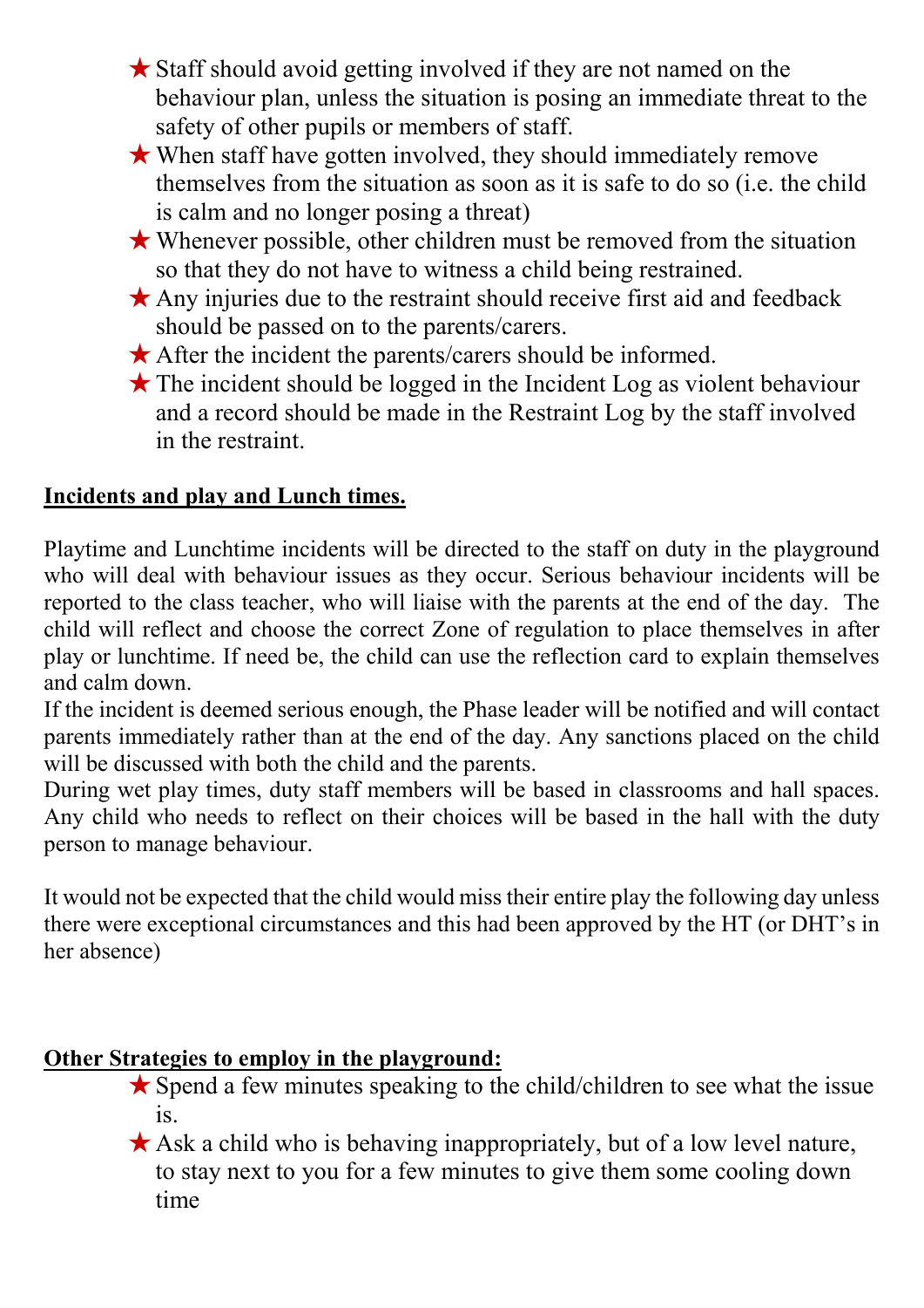- ★ Staff should avoid getting involved if they are not named on the behaviour plan, unless the situation is posing an immediate threat to the safety of other pupils or members of staff.
- ★ When staff have gotten involved, they should immediately remove themselves from the situation as soon as it is safe to do so (i.e. the child is calm and no longer posing a threat)
- ★ Whenever possible, other children must be removed from the situation so that they do not have to witness a child being restrained.
- ★ Any injuries due to the restraint should receive first aid and feedback should be passed on to the parents/carers.
- ★ After the incident the parents/carers should be informed.
- ★ The incident should be logged in the Incident Log as violent behaviour and a record should be made in the Restraint Log by the staff involved in the restraint.

**<u>Incidents and play and Lunch times.</u>**

Playtime and Lunchtime incidents will be directed to the staff on duty in the playground who will deal with behaviour issues as they occur. Serious behaviour incidents will be reported to the class teacher, who will liaise with the parents at the end of the day. The child will reflect and choose the correct Zone of regulation to place themselves in after play or lunchtime. If need be, the child can use the reflection card to explain themselves and calm down.
If the incident is deemed serious enough, the Phase leader will be notified and will contact parents immediately rather than at the end of the day. Any sanctions placed on the child will be discussed with both the child and the parents.
During wet play times, duty staff members will be based in classrooms and hall spaces. Any child who needs to reflect on their choices will be based in the hall with the duty person to manage behaviour.

It would not be expected that the child would miss their entire play the following day unless there were exceptional circumstances and this had been approved by the HT (or DHT's in her absence)

**<u>Other Strategies to employ in the playground:</u>**

- ★ Spend a few minutes speaking to the child/children to see what the issue is.
- ★ Ask a child who is behaving inappropriately, but of a low level nature, to stay next to you for a few minutes to give them some cooling down time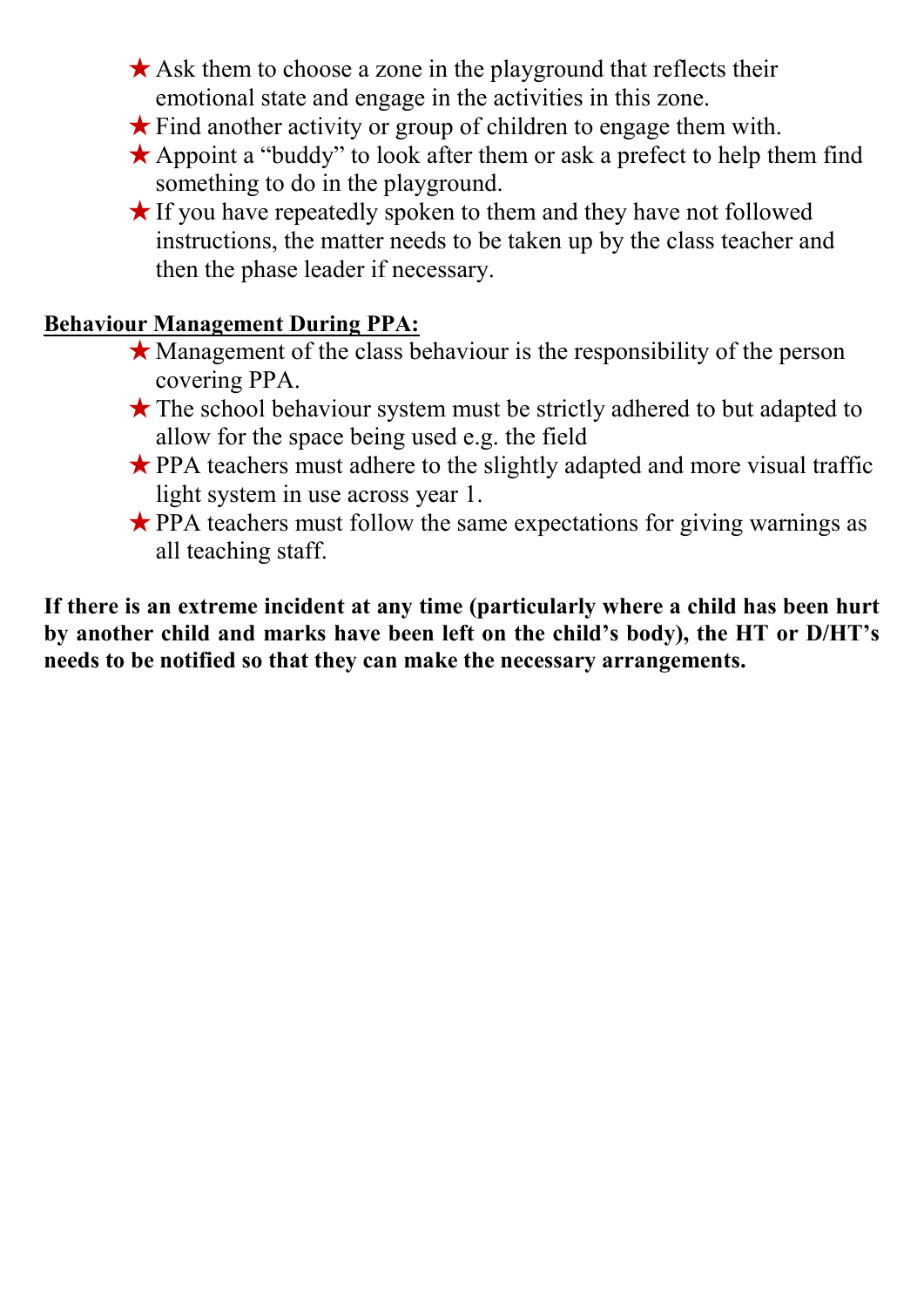- ★ Ask them to choose a zone in the playground that reflects their emotional state and engage in the activities in this zone.
- ★ Find another activity or group of children to engage them with.
- ★ Appoint a "buddy" to look after them or ask a prefect to help them find something to do in the playground.
- ★ If you have repeatedly spoken to them and they have not followed instructions, the matter needs to be taken up by the class teacher and then the phase leader if necessary.

**<u>Behaviour Management During PPA:</u>**

- ★ Management of the class behaviour is the responsibility of the person covering PPA.
- ★ The school behaviour system must be strictly adhered to but adapted to allow for the space being used e.g. the field
- ★ PPA teachers must adhere to the slightly adapted and more visual traffic light system in use across year 1.
- ★ PPA teachers must follow the same expectations for giving warnings as all teaching staff.

**If there is an extreme incident at any time (particularly where a child has been hurt by another child and marks have been left on the child's body), the HT or D/HT's needs to be notified so that they can make the necessary arrangements.**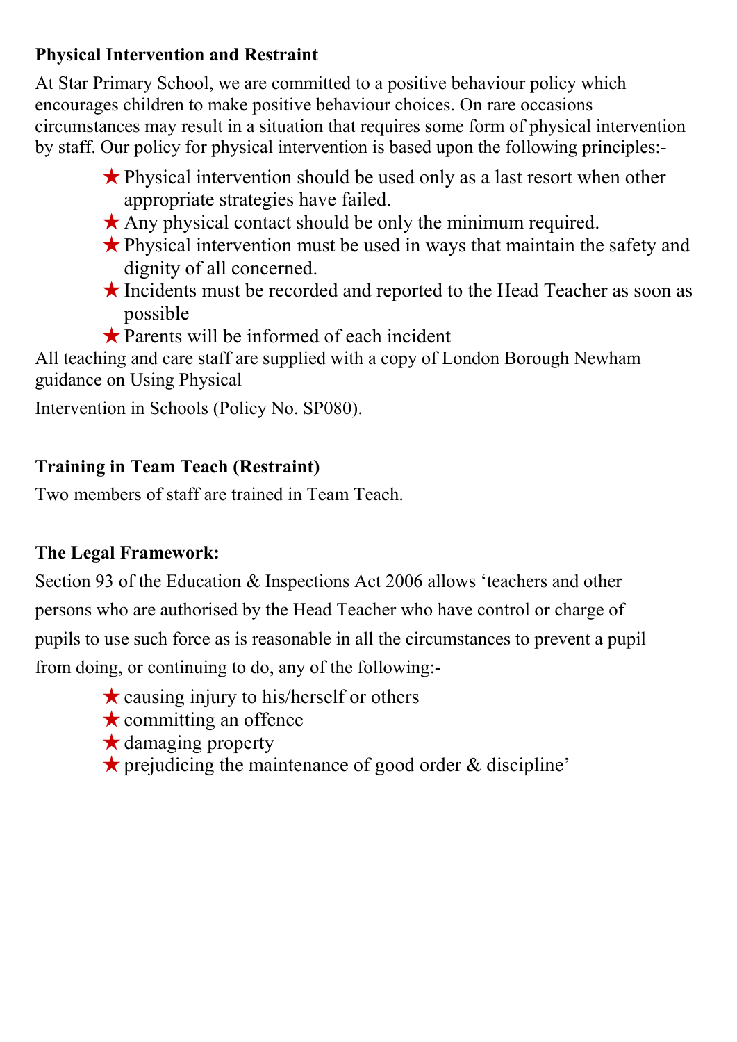**Physical Intervention and Restraint**

At Star Primary School, we are committed to a positive behaviour policy which encourages children to make positive behaviour choices. On rare occasions circumstances may result in a situation that requires some form of physical intervention by staff. Our policy for physical intervention is based upon the following principles:-

- ★ Physical intervention should be used only as a last resort when other appropriate strategies have failed.
- ★ Any physical contact should be only the minimum required.
- ★ Physical intervention must be used in ways that maintain the safety and dignity of all concerned.
- ★ Incidents must be recorded and reported to the Head Teacher as soon as possible
- ★ Parents will be informed of each incident

All teaching and care staff are supplied with a copy of London Borough Newham guidance on Using Physical

Intervention in Schools (Policy No. SP080).

**Training in Team Teach (Restraint)**

Two members of staff are trained in Team Teach.

**The Legal Framework:**

Section 93 of the Education & Inspections Act 2006 allows 'teachers and other persons who are authorised by the Head Teacher who have control or charge of pupils to use such force as is reasonable in all the circumstances to prevent a pupil from doing, or continuing to do, any of the following:-

- ★ causing injury to his/herself or others
- ★ committing an offence
- ★ damaging property
- ★ prejudicing the maintenance of good order & discipline'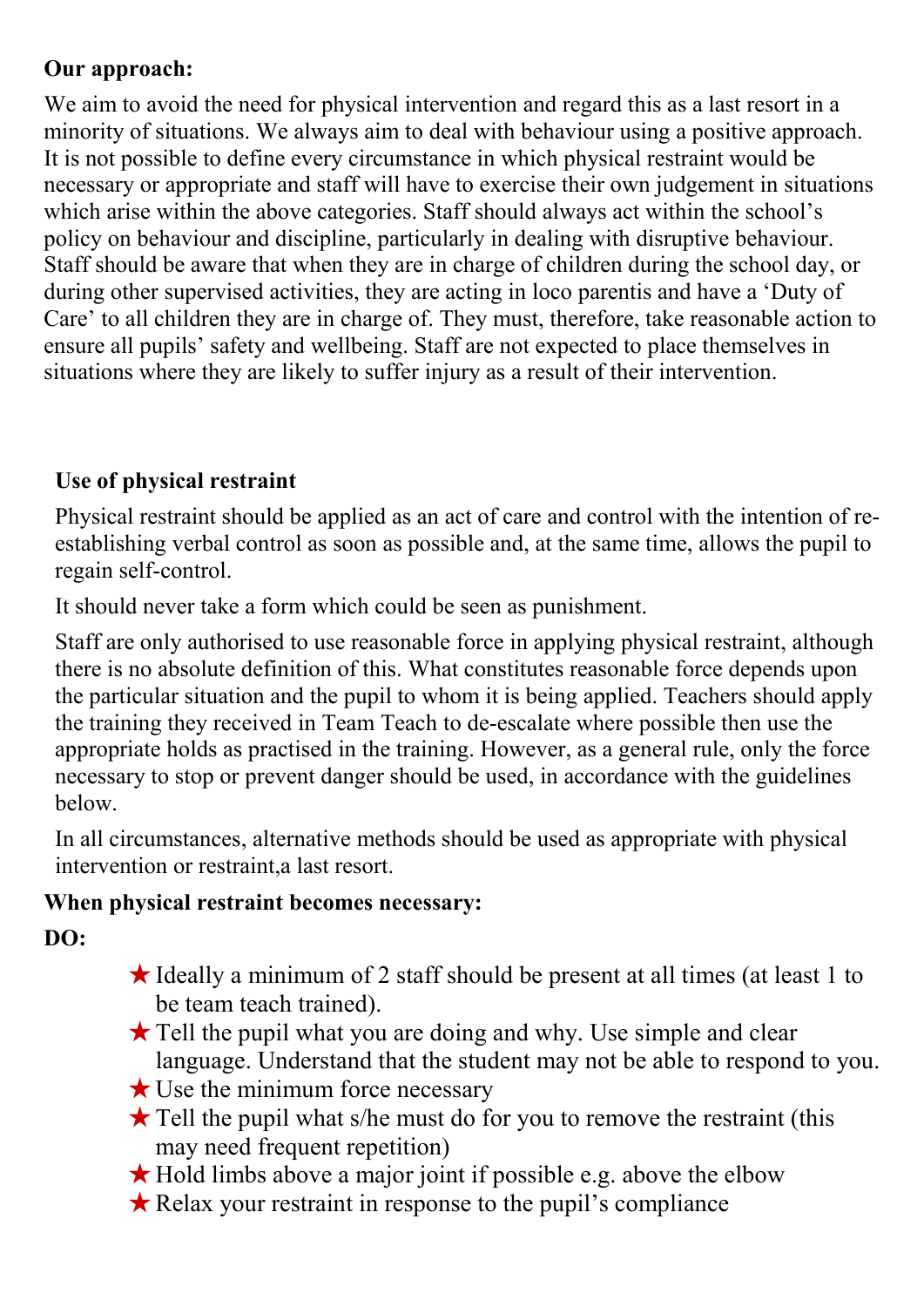**Our approach:**

We aim to avoid the need for physical intervention and regard this as a last resort in a minority of situations. We always aim to deal with behaviour using a positive approach. It is not possible to define every circumstance in which physical restraint would be necessary or appropriate and staff will have to exercise their own judgement in situations which arise within the above categories. Staff should always act within the school's policy on behaviour and discipline, particularly in dealing with disruptive behaviour. Staff should be aware that when they are in charge of children during the school day, or during other supervised activities, they are acting in loco parentis and have a 'Duty of Care' to all children they are in charge of. They must, therefore, take reasonable action to ensure all pupils' safety and wellbeing. Staff are not expected to place themselves in situations where they are likely to suffer injury as a result of their intervention.

**Use of physical restraint**

Physical restraint should be applied as an act of care and control with the intention of re-establishing verbal control as soon as possible and, at the same time, allows the pupil to regain self-control.

It should never take a form which could be seen as punishment.

Staff are only authorised to use reasonable force in applying physical restraint, although there is no absolute definition of this. What constitutes reasonable force depends upon the particular situation and the pupil to whom it is being applied. Teachers should apply the training they received in Team Teach to de-escalate where possible then use the appropriate holds as practised in the training. However, as a general rule, only the force necessary to stop or prevent danger should be used, in accordance with the guidelines below.

In all circumstances, alternative methods should be used as appropriate with physical intervention or restraint,a last resort.

**When physical restraint becomes necessary:**

**DO:**

- Ideally a minimum of 2 staff should be present at all times (at least 1 to be team teach trained).
- Tell the pupil what you are doing and why. Use simple and clear language. Understand that the student may not be able to respond to you.
- Use the minimum force necessary
- Tell the pupil what s/he must do for you to remove the restraint (this may need frequent repetition)
- Hold limbs above a major joint if possible e.g. above the elbow
- Relax your restraint in response to the pupil's compliance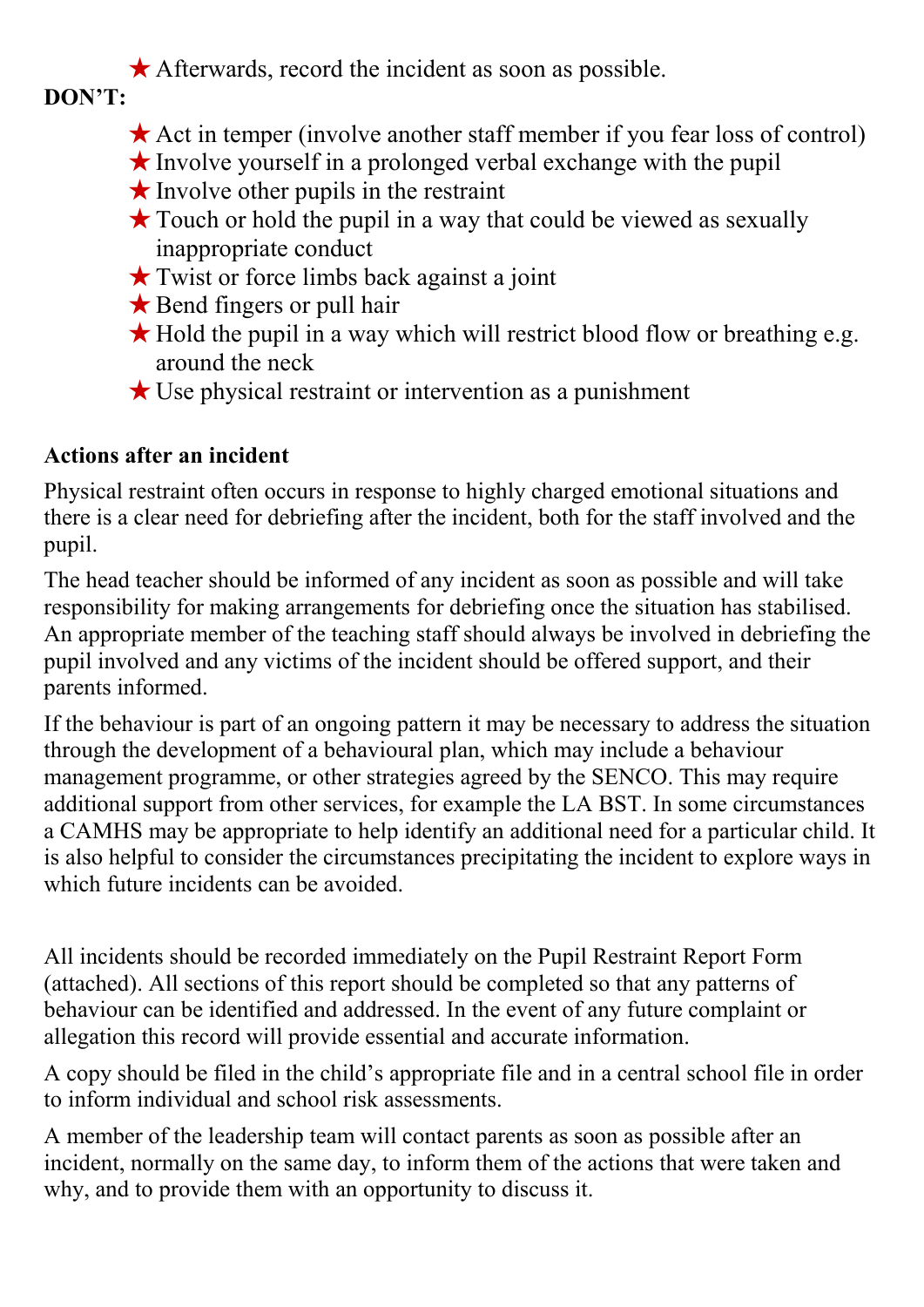- ★ Afterwards, record the incident as soon as possible.

**DON'T:**

- ★ Act in temper (involve another staff member if you fear loss of control)
- ★ Involve yourself in a prolonged verbal exchange with the pupil
- ★ Involve other pupils in the restraint
- ★ Touch or hold the pupil in a way that could be viewed as sexually inappropriate conduct
- ★ Twist or force limbs back against a joint
- ★ Bend fingers or pull hair
- ★ Hold the pupil in a way which will restrict blood flow or breathing e.g. around the neck
- ★ Use physical restraint or intervention as a punishment

**Actions after an incident**

Physical restraint often occurs in response to highly charged emotional situations and there is a clear need for debriefing after the incident, both for the staff involved and the pupil.

The head teacher should be informed of any incident as soon as possible and will take responsibility for making arrangements for debriefing once the situation has stabilised. An appropriate member of the teaching staff should always be involved in debriefing the pupil involved and any victims of the incident should be offered support, and their parents informed.

If the behaviour is part of an ongoing pattern it may be necessary to address the situation through the development of a behavioural plan, which may include a behaviour management programme, or other strategies agreed by the SENCO. This may require additional support from other services, for example the LA BST. In some circumstances a CAMHS may be appropriate to help identify an additional need for a particular child. It is also helpful to consider the circumstances precipitating the incident to explore ways in which future incidents can be avoided.

All incidents should be recorded immediately on the Pupil Restraint Report Form (attached). All sections of this report should be completed so that any patterns of behaviour can be identified and addressed. In the event of any future complaint or allegation this record will provide essential and accurate information.

A copy should be filed in the child's appropriate file and in a central school file in order to inform individual and school risk assessments.

A member of the leadership team will contact parents as soon as possible after an incident, normally on the same day, to inform them of the actions that were taken and why, and to provide them with an opportunity to discuss it.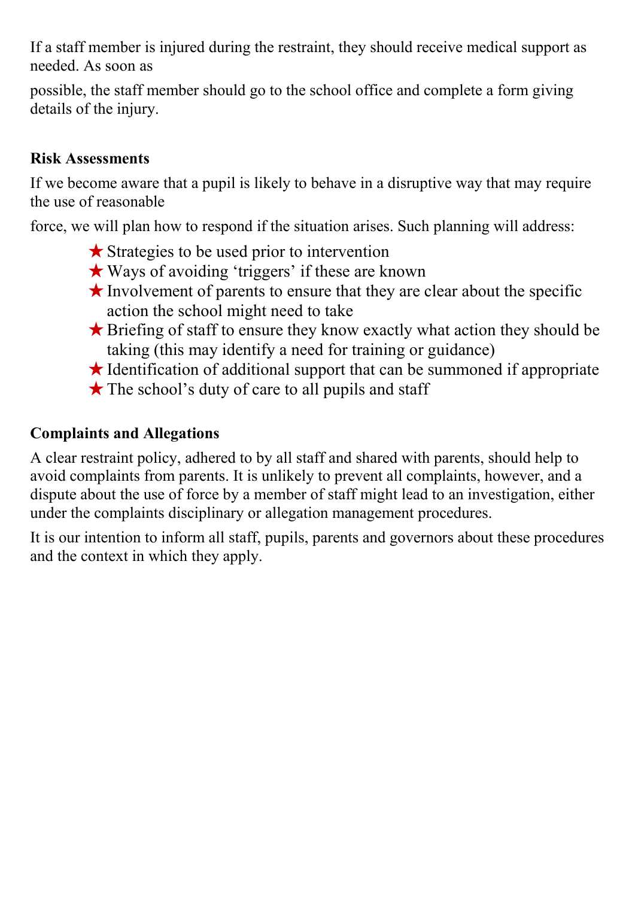If a staff member is injured during the restraint, they should receive medical support as needed. As soon as possible, the staff member should go to the school office and complete a form giving details of the injury.

**Risk Assessments**

If we become aware that a pupil is likely to behave in a disruptive way that may require the use of reasonable force, we will plan how to respond if the situation arises. Such planning will address:

- Strategies to be used prior to intervention
- Ways of avoiding 'triggers' if these are known
- Involvement of parents to ensure that they are clear about the specific action the school might need to take
- Briefing of staff to ensure they know exactly what action they should be taking (this may identify a need for training or guidance)
- Identification of additional support that can be summoned if appropriate
- The school's duty of care to all pupils and staff

**Complaints and Allegations**

A clear restraint policy, adhered to by all staff and shared with parents, should help to avoid complaints from parents. It is unlikely to prevent all complaints, however, and a dispute about the use of force by a member of staff might lead to an investigation, either under the complaints disciplinary or allegation management procedures.

It is our intention to inform all staff, pupils, parents and governors about these procedures and the context in which they apply.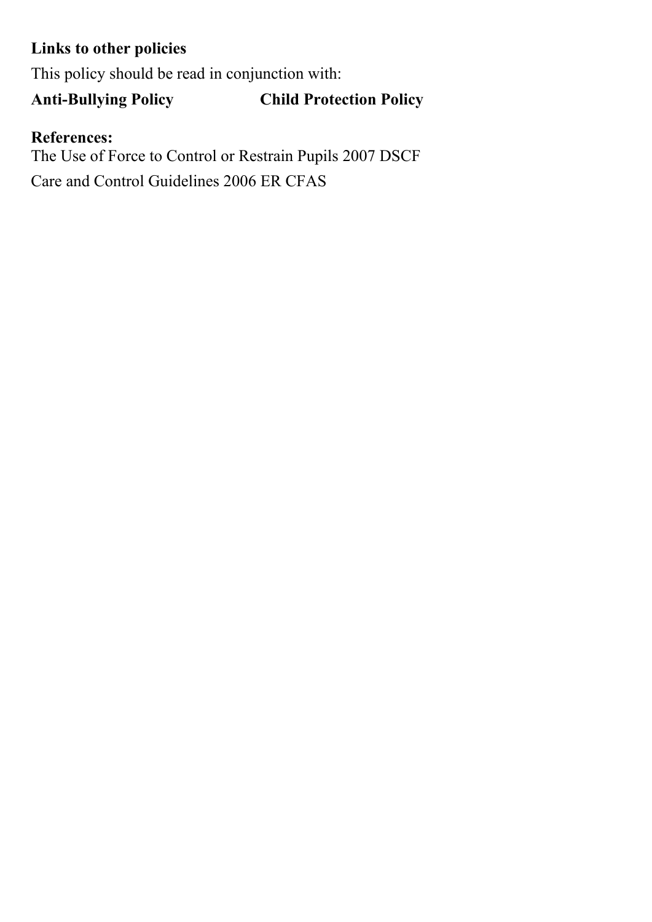**Links to other policies**

This policy should be read in conjunction with:

**Anti-Bullying Policy** **Child Protection Policy**

**References:**

The Use of Force to Control or Restrain Pupils 2007 DSCF

Care and Control Guidelines 2006 ER CFAS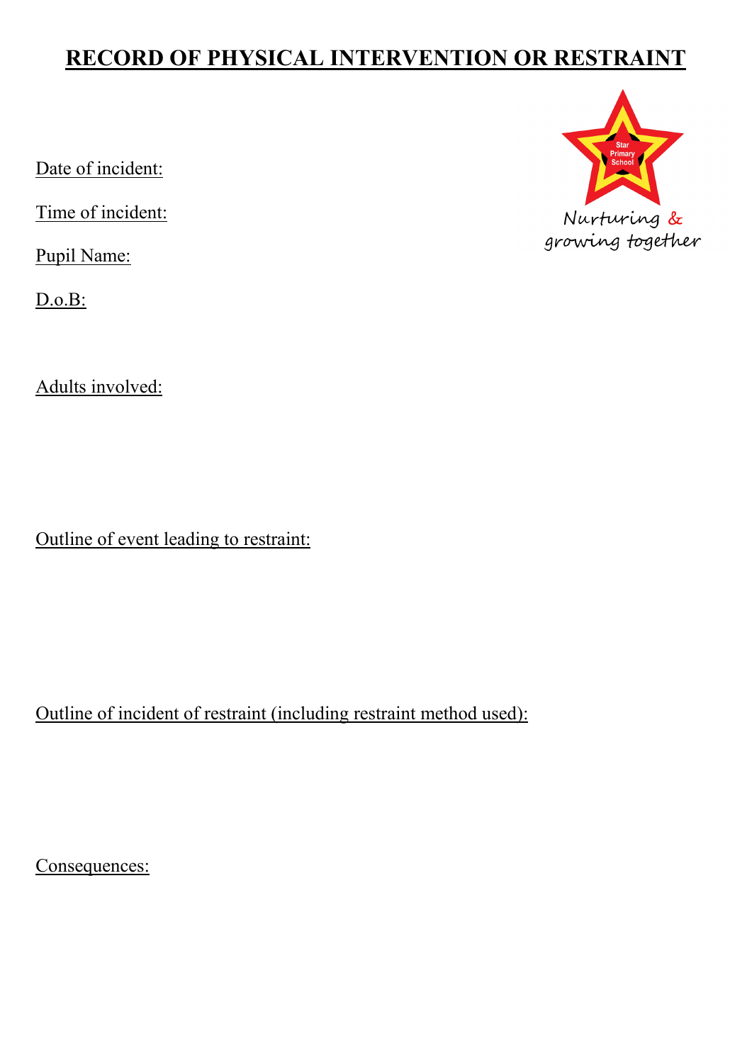# RECORD OF PHYSICAL INTERVENTION OR RESTRAINT

Star Primary School

Nurturing & growing together

Date of incident:

Time of incident:

Pupil Name:

D.o.B:

Adults involved:

Outline of event leading to restraint:

Outline of incident of restraint (including restraint method used):

Consequences: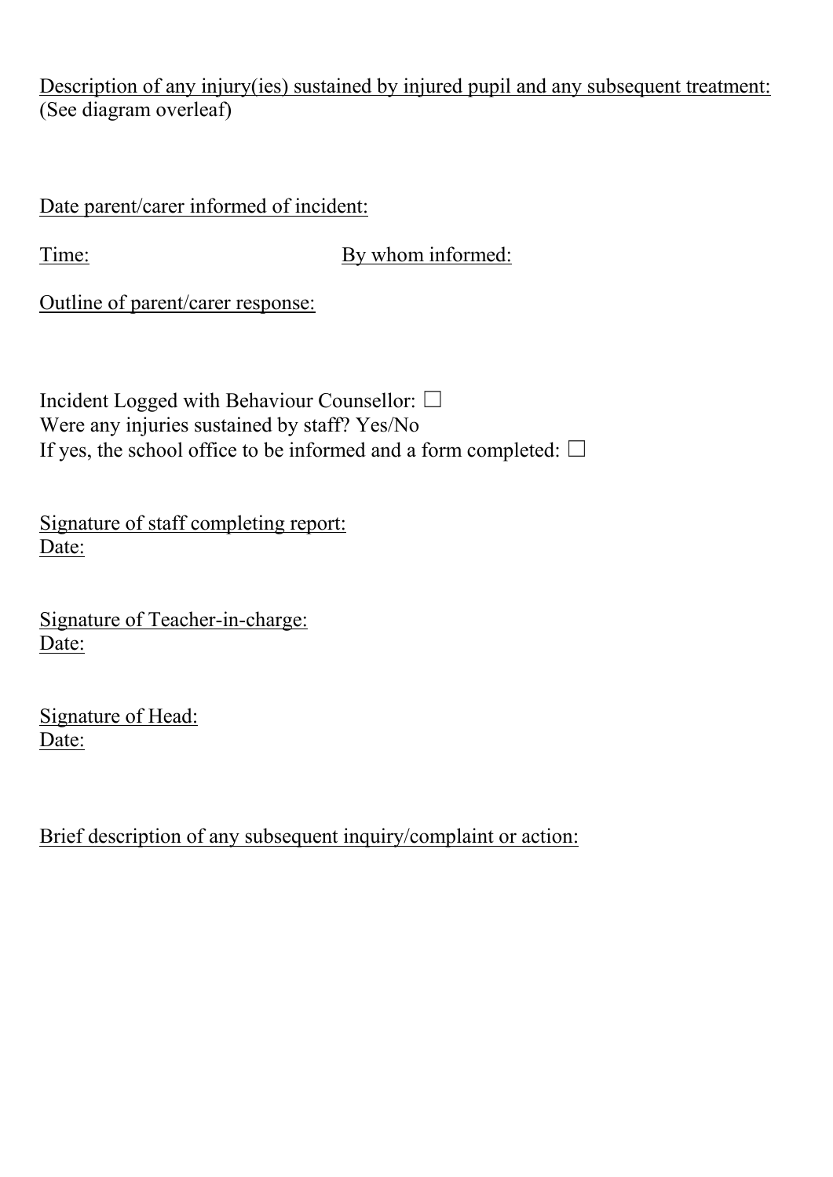<u>Description of any injury(ies) sustained by injured pupil and any subsequent treatment:</u>
(See diagram overleaf)

<u>Date parent/carer informed of incident:</u>

<u>Time:</u> <u>By whom informed:</u>

<u>Outline of parent/carer response:</u>

Incident Logged with Behaviour Counsellor: ☐
Were any injuries sustained by staff? Yes/No
If yes, the school office to be informed and a form completed: ☐

<u>Signature of staff completing report:</u>
<u>Date:</u>

<u>Signature of Teacher-in-charge:</u>
<u>Date:</u>

<u>Signature of Head:</u>
<u>Date:</u>

<u>Brief description of any subsequent inquiry/complaint or action:</u>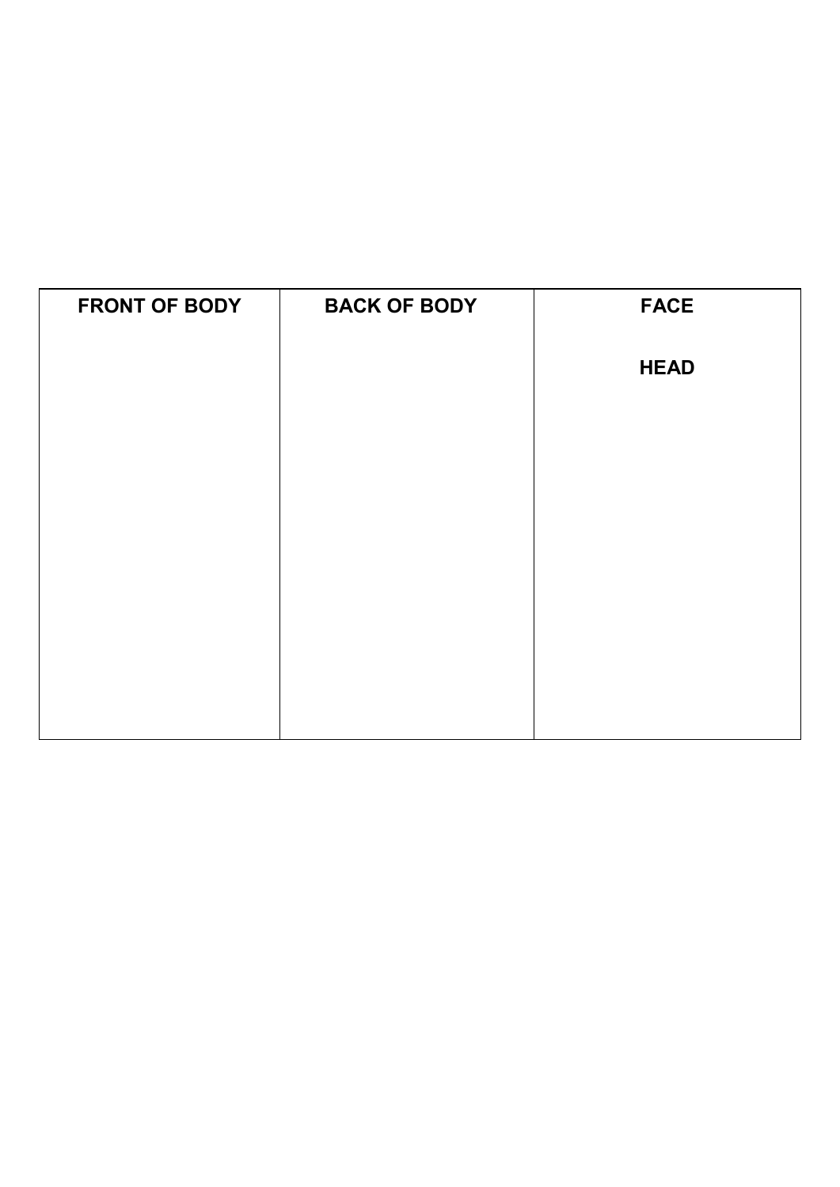| FRONT OF BODY | BACK OF BODY | FACE<br><br>HEAD |
| --- | --- | --- |
| | | |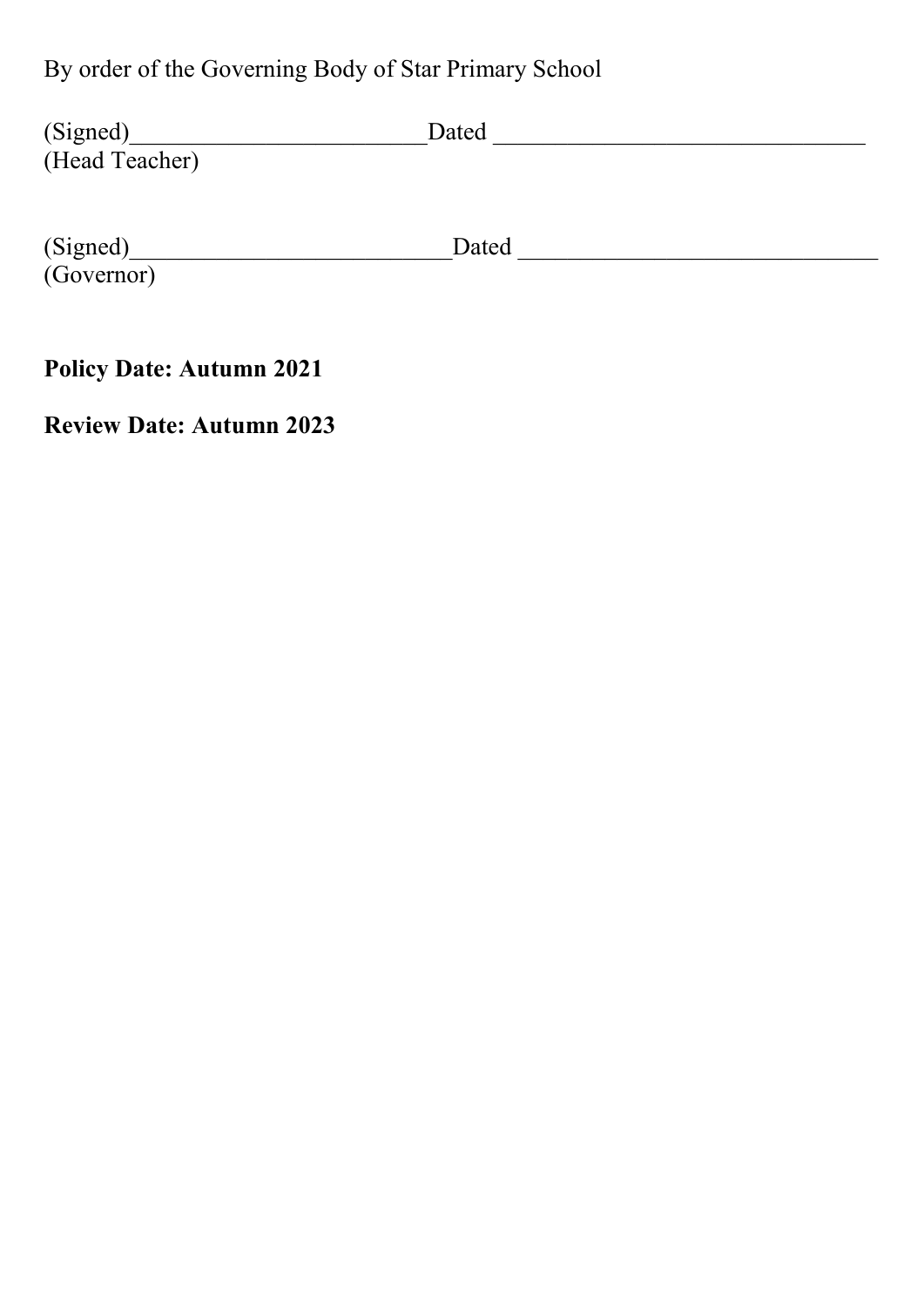By order of the Governing Body of Star Primary School

(Signed)________________________Dated ______________________________
(Head Teacher)

(Signed)__________________________Dated _____________________________
(Governor)

**Policy Date: Autumn 2021**

**Review Date: Autumn 2023**